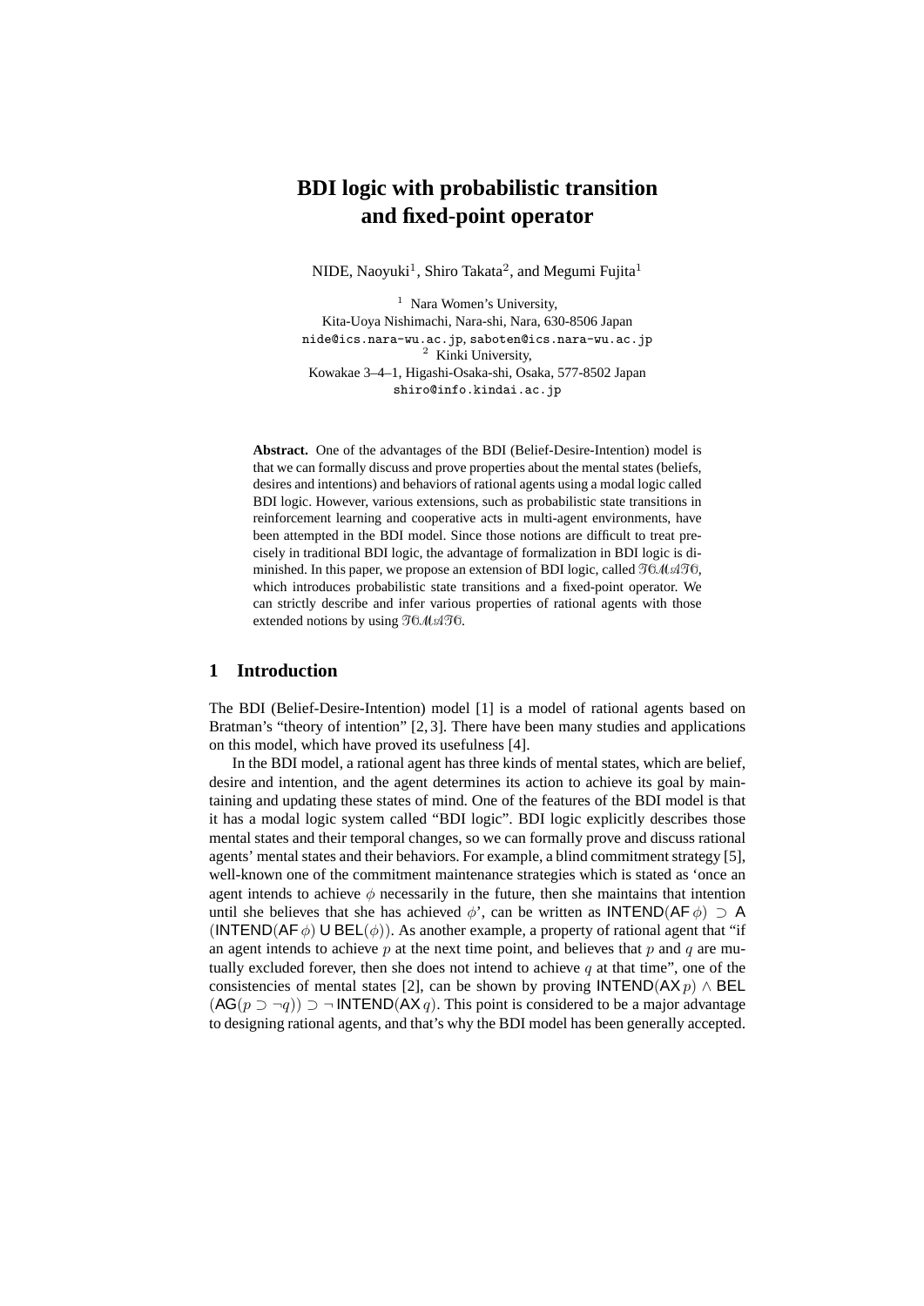# BDI logic with probabilistic transition and fixed-point operator

NIDE, Naoyuki[1], Shiro Takata[2], and Megumi Fujita[1]

[1] Nara Women's University,
Kita-Uoya Nishimachi, Nara-shi, Nara, 630-8506 Japan
nide@ics.nara-wu.ac.jp, saboten@ics.nara-wu.ac.jp
[2] Kinki University,
Kowakae 3–4–1, Higashi-Osaka-shi, Osaka, 577-8502 Japan
shiro@info.kindai.ac.jp

**Abstract.** One of the advantages of the BDI (Belief-Desire-Intention) model is that we can formally discuss and prove properties about the mental states (beliefs, desires and intentions) and behaviors of rational agents using a modal logic called BDI logic. However, various extensions, such as probabilistic state transitions in reinforcement learning and cooperative acts in multi-agent environments, have been attempted in the BDI model. Since those notions are difficult to treat precisely in traditional BDI logic, the advantage of formalization in BDI logic is diminished. In this paper, we propose an extension of BDI logic, called $\mathfrak{TOMATO}$, which introduces probabilistic state transitions and a fixed-point operator. We can strictly describe and infer various properties of rational agents with those extended notions by using $\mathfrak{TOMATO}$.

## 1 Introduction

The BDI (Belief-Desire-Intention) model [1] is a model of rational agents based on Bratman's "theory of intention" [2, 3]. There have been many studies and applications on this model, which have proved its usefulness [4].

In the BDI model, a rational agent has three kinds of mental states, which are belief, desire and intention, and the agent determines its action to achieve its goal by maintaining and updating these states of mind. One of the features of the BDI model is that it has a modal logic system called "BDI logic". BDI logic explicitly describes those mental states and their temporal changes, so we can formally prove and discuss rational agents' mental states and their behaviors. For example, a blind commitment strategy [5], well-known one of the commitment maintenance strategies which is stated as 'once an agent intends to achieve $\phi$ necessarily in the future, then she maintains that intention until she believes that she has achieved $\phi$', can be written as $\mathsf{INTEND}(\mathsf{AF}\,\phi) \supset \mathsf{A}\,(\mathsf{INTEND}(\mathsf{AF}\,\phi)\ \mathsf{U}\ \mathsf{BEL}(\phi))$. As another example, a property of rational agent that "if an agent intends to achieve $p$ at the next time point, and believes that $p$ and $q$ are mutually excluded forever, then she does not intend to achieve $q$ at that time", one of the consistencies of mental states [2], can be shown by proving $\mathsf{INTEND}(\mathsf{AX}\,p) \wedge \mathsf{BEL}\,(\mathsf{AG}(p \supset \neg q)) \supset \neg\,\mathsf{INTEND}(\mathsf{AX}\,q)$. This point is considered to be a major advantage to designing rational agents, and that's why the BDI model has been generally accepted.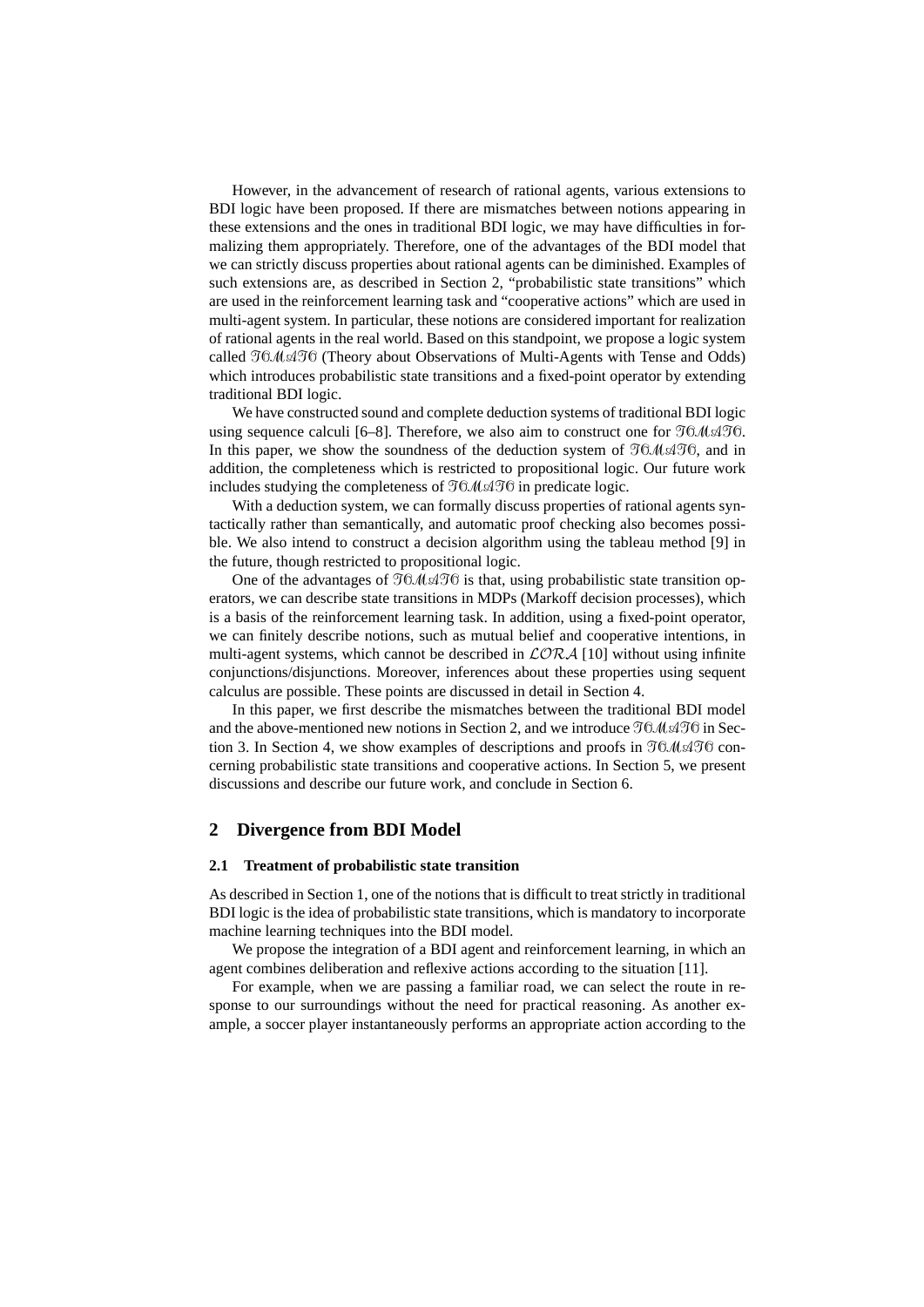However, in the advancement of research of rational agents, various extensions to BDI logic have been proposed. If there are mismatches between notions appearing in these extensions and the ones in traditional BDI logic, we may have difficulties in formalizing them appropriately. Therefore, one of the advantages of the BDI model that we can strictly discuss properties about rational agents can be diminished. Examples of such extensions are, as described in Section 2, "probabilistic state transitions" which are used in the reinforcement learning task and "cooperative actions" which are used in multi-agent system. In particular, these notions are considered important for realization of rational agents in the real world. Based on this standpoint, we propose a logic system called $\mathfrak{TOMATO}$ (Theory about Observations of Multi-Agents with Tense and Odds) which introduces probabilistic state transitions and a fixed-point operator by extending traditional BDI logic.

We have constructed sound and complete deduction systems of traditional BDI logic using sequence calculi [6–8]. Therefore, we also aim to construct one for $\mathfrak{TOMATO}$. In this paper, we show the soundness of the deduction system of $\mathfrak{TOMATO}$, and in addition, the completeness which is restricted to propositional logic. Our future work includes studying the completeness of $\mathfrak{TOMATO}$ in predicate logic.

With a deduction system, we can formally discuss properties of rational agents syntactically rather than semantically, and automatic proof checking also becomes possible. We also intend to construct a decision algorithm using the tableau method [9] in the future, though restricted to propositional logic.

One of the advantages of $\mathfrak{TOMATO}$ is that, using probabilistic state transition operators, we can describe state transitions in MDPs (Markoff decision processes), which is a basis of the reinforcement learning task. In addition, using a fixed-point operator, we can finitely describe notions, such as mutual belief and cooperative intentions, in multi-agent systems, which cannot be described in $\mathcal{LORA}$ [10] without using infinite conjunctions/disjunctions. Moreover, inferences about these properties using sequent calculus are possible. These points are discussed in detail in Section 4.

In this paper, we first describe the mismatches between the traditional BDI model and the above-mentioned new notions in Section 2, and we introduce $\mathfrak{TOMATO}$ in Section 3. In Section 4, we show examples of descriptions and proofs in $\mathfrak{TOMATO}$ concerning probabilistic state transitions and cooperative actions. In Section 5, we present discussions and describe our future work, and conclude in Section 6.

## 2 Divergence from BDI Model

### 2.1 Treatment of probabilistic state transition

As described in Section 1, one of the notions that is difficult to treat strictly in traditional BDI logic is the idea of probabilistic state transitions, which is mandatory to incorporate machine learning techniques into the BDI model.

We propose the integration of a BDI agent and reinforcement learning, in which an agent combines deliberation and reflexive actions according to the situation [11].

For example, when we are passing a familiar road, we can select the route in response to our surroundings without the need for practical reasoning. As another example, a soccer player instantaneously performs an appropriate action according to the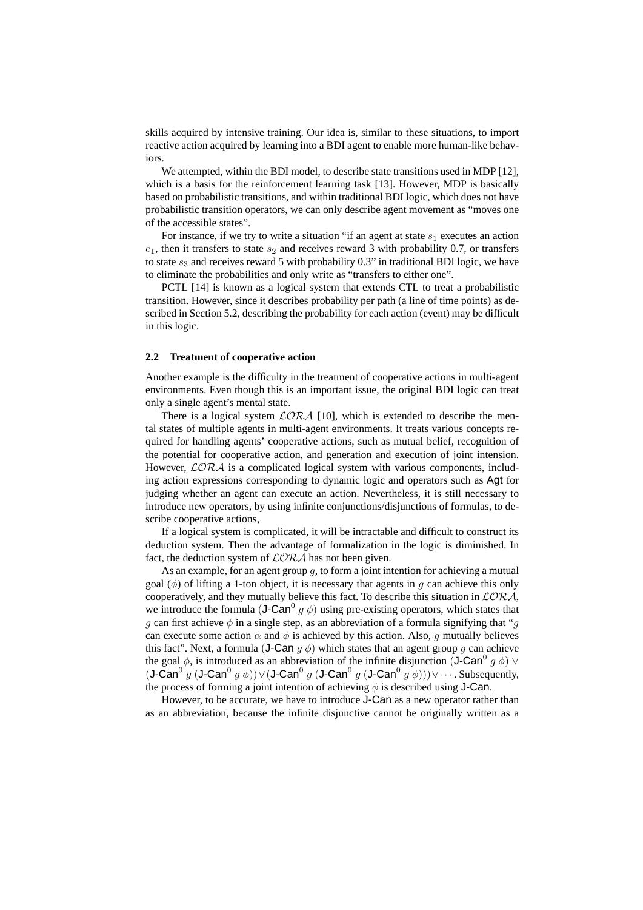skills acquired by intensive training. Our idea is, similar to these situations, to import reactive action acquired by learning into a BDI agent to enable more human-like behaviors.

We attempted, within the BDI model, to describe state transitions used in MDP [12], which is a basis for the reinforcement learning task [13]. However, MDP is basically based on probabilistic transitions, and within traditional BDI logic, which does not have probabilistic transition operators, we can only describe agent movement as "moves one of the accessible states".

For instance, if we try to write a situation "if an agent at state $s_1$ executes an action $e_1$, then it transfers to state $s_2$ and receives reward 3 with probability 0.7, or transfers to state $s_3$ and receives reward 5 with probability 0.3" in traditional BDI logic, we have to eliminate the probabilities and only write as "transfers to either one".

PCTL [14] is known as a logical system that extends CTL to treat a probabilistic transition. However, since it describes probability per path (a line of time points) as described in Section 5.2, describing the probability for each action (event) may be difficult in this logic.

### 2.2 Treatment of cooperative action

Another example is the difficulty in the treatment of cooperative actions in multi-agent environments. Even though this is an important issue, the original BDI logic can treat only a single agent's mental state.

There is a logical system $\mathcal{LORA}$ [10], which is extended to describe the mental states of multiple agents in multi-agent environments. It treats various concepts required for handling agents' cooperative actions, such as mutual belief, recognition of the potential for cooperative action, and generation and execution of joint intension. However, $\mathcal{LORA}$ is a complicated logical system with various components, including action expressions corresponding to dynamic logic and operators such as $\mathsf{Agt}$ for judging whether an agent can execute an action. Nevertheless, it is still necessary to introduce new operators, by using infinite conjunctions/disjunctions of formulas, to describe cooperative actions,

If a logical system is complicated, it will be intractable and difficult to construct its deduction system. Then the advantage of formalization in the logic is diminished. In fact, the deduction system of $\mathcal{LORA}$ has not been given.

As an example, for an agent group $g$, to form a joint intention for achieving a mutual goal ($\phi$) of lifting a 1-ton object, it is necessary that agents in $g$ can achieve this only cooperatively, and they mutually believe this fact. To describe this situation in $\mathcal{LORA}$, we introduce the formula $(\mathsf{J\text{-}Can}^0\ g\ \phi)$ using pre-existing operators, which states that $g$ can first achieve $\phi$ in a single step, as an abbreviation of a formula signifying that "$g$ can execute some action $\alpha$ and $\phi$ is achieved by this action. Also, $g$ mutually believes this fact". Next, a formula $(\mathsf{J\text{-}Can}\ g\ \phi)$ which states that an agent group $g$ can achieve the goal $\phi$, is introduced as an abbreviation of the infinite disjunction $(\mathsf{J\text{-}Can}^0\ g\ \phi) \vee (\mathsf{J\text{-}Can}^0\ g\ (\mathsf{J\text{-}Can}^0\ g\ \phi)) \vee (\mathsf{J\text{-}Can}^0\ g\ (\mathsf{J\text{-}Can}^0\ g\ (\mathsf{J\text{-}Can}^0\ g\ \phi))) \vee \cdots$. Subsequently, the process of forming a joint intention of achieving $\phi$ is described using $\mathsf{J\text{-}Can}$.

However, to be accurate, we have to introduce $\mathsf{J\text{-}Can}$ as a new operator rather than as an abbreviation, because the infinite disjunctive cannot be originally written as a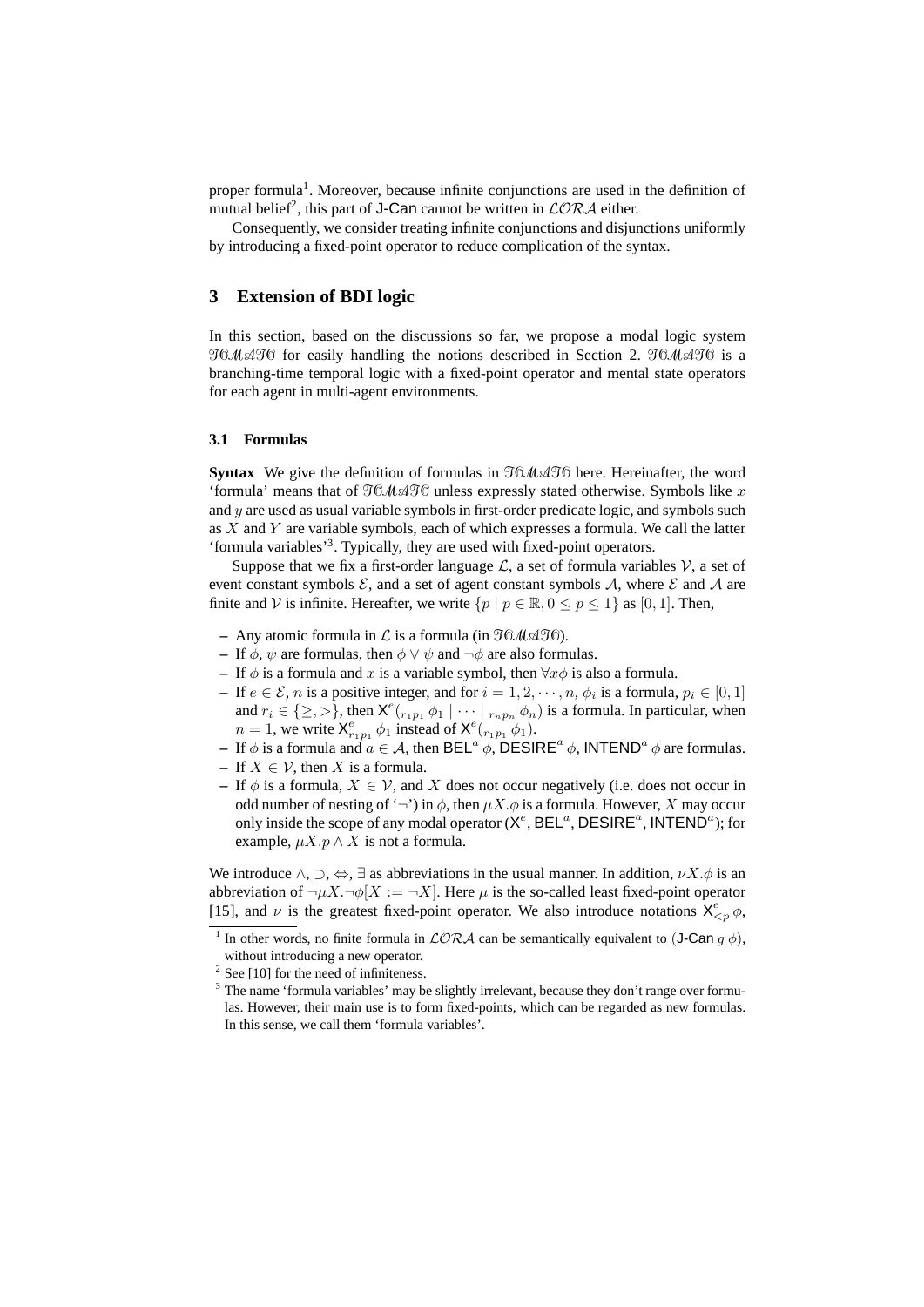proper formula[1]. Moreover, because infinite conjunctions are used in the definition of mutual belief[2], this part of J-Can cannot be written in $\mathcal{LORA}$ either.

Consequently, we consider treating infinite conjunctions and disjunctions uniformly by introducing a fixed-point operator to reduce complication of the syntax.

## 3 Extension of BDI logic

In this section, based on the discussions so far, we propose a modal logic system $\mathfrak{TCMATC}$ for easily handling the notions described in Section 2. $\mathfrak{TCMATC}$ is a branching-time temporal logic with a fixed-point operator and mental state operators for each agent in multi-agent environments.

### 3.1 Formulas

**Syntax** We give the definition of formulas in $\mathfrak{TCMATC}$ here. Hereinafter, the word 'formula' means that of $\mathfrak{TCMATC}$ unless expressly stated otherwise. Symbols like $x$ and $y$ are used as usual variable symbols in first-order predicate logic, and symbols such as $X$ and $Y$ are variable symbols, each of which expresses a formula. We call the latter 'formula variables'[3]. Typically, they are used with fixed-point operators.

Suppose that we fix a first-order language $\mathcal{L}$, a set of formula variables $\mathcal{V}$, a set of event constant symbols $\mathcal{E}$, and a set of agent constant symbols $\mathcal{A}$, where $\mathcal{E}$ and $\mathcal{A}$ are finite and $\mathcal{V}$ is infinite. Hereafter, we write $\{p \mid p \in \mathbb{R}, 0 \leq p \leq 1\}$ as $[0, 1]$. Then,

- Any atomic formula in $\mathcal{L}$ is a formula (in $\mathfrak{TCMATC}$).
- If $\phi$, $\psi$ are formulas, then $\phi \vee \psi$ and $\neg\phi$ are also formulas.
- If $\phi$ is a formula and $x$ is a variable symbol, then $\forall x \phi$ is also a formula.
- If $e \in \mathcal{E}$, $n$ is a positive integer, and for $i = 1, 2, \cdots, n$, $\phi_i$ is a formula, $p_i \in [0, 1]$ and $r_i \in \{\geq, >\}$, then $\mathsf{X}^e({}_{r_1 p_1} \phi_1 \mid \cdots \mid {}_{r_n p_n} \phi_n)$ is a formula. In particular, when $n = 1$, we write $\mathsf{X}^e_{r_1 p_1} \phi_1$ instead of $\mathsf{X}^e({}_{r_1 p_1} \phi_1)$.
- If $\phi$ is a formula and $a \in \mathcal{A}$, then $\mathsf{BEL}^a \phi$, $\mathsf{DESIRE}^a \phi$, $\mathsf{INTEND}^a \phi$ are formulas.
- If $X \in \mathcal{V}$, then $X$ is a formula.
- If $\phi$ is a formula, $X \in \mathcal{V}$, and $X$ does not occur negatively (i.e. does not occur in odd number of nesting of '$\neg$') in $\phi$, then $\mu X.\phi$ is a formula. However, $X$ may occur only inside the scope of any modal operator ($\mathsf{X}^e$, $\mathsf{BEL}^a$, $\mathsf{DESIRE}^a$, $\mathsf{INTEND}^a$); for example, $\mu X.p \wedge X$ is not a formula.

We introduce $\wedge$, $\supset$, $\Leftrightarrow$, $\exists$ as abbreviations in the usual manner. In addition, $\nu X.\phi$ is an abbreviation of $\neg\mu X.\neg\phi[X := \neg X]$. Here $\mu$ is the so-called least fixed-point operator [15], and $\nu$ is the greatest fixed-point operator. We also introduce notations $\mathsf{X}^e_{<p} \phi$,

[1] In other words, no finite formula in $\mathcal{LORA}$ can be semantically equivalent to (J-Can $g$ $\phi$), without introducing a new operator.

[2] See [10] for the need of infiniteness.

[3] The name 'formula variables' may be slightly irrelevant, because they don't range over formulas. However, their main use is to form fixed-points, which can be regarded as new formulas. In this sense, we call them 'formula variables'.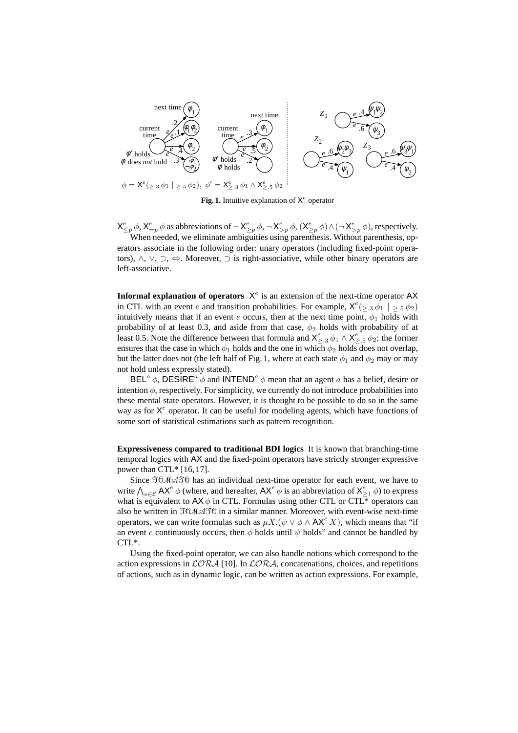$\phi = \mathsf{X}^e(\geq_{.3}\, \phi_1 \mid \geq_{.5}\, \phi_2),\ \phi' = \mathsf{X}^e_{\geq .3}\, \phi_1 \wedge \mathsf{X}^e_{\geq .5}\, \phi_2$

**Fig. 1.** Intuitive explanation of $\mathsf{X}^e$ operator

$\mathsf{X}^e_{\leq p}\, \phi$, $\mathsf{X}^e_{=p}\, \phi$ as abbreviations of $\neg\, \mathsf{X}^e_{>p}\, \phi$, $\neg\, \mathsf{X}^e_{>p}\, \phi$, $(\mathsf{X}^e_{\geq p}\, \phi) \wedge (\neg\, \mathsf{X}^e_{>p}\, \phi)$, respectively.

When needed, we eliminate ambiguities using parenthesis. Without parenthesis, operators associate in the following order: unary operators (including fixed-point operators), $\wedge$, $\vee$, $\supset$, $\Leftrightarrow$. Moreover, $\supset$ is right-associative, while other binary operators are left-associative.

**Informal explanation of operators** $\mathsf{X}^e$ is an extension of the next-time operator $\mathsf{AX}$ in CTL with an event $e$ and transition probabilities. For example, $\mathsf{X}^e(\geq_{.3}\, \phi_1 \mid \geq_{.5}\, \phi_2)$ intuitively means that if an event $e$ occurs, then at the next time point, $\phi_1$ holds with probability of at least 0.3, and aside from that case, $\phi_2$ holds with probability of at least 0.5. Note the difference between that formula and $\mathsf{X}^e_{\geq .3}\, \phi_1 \wedge \mathsf{X}^e_{\geq .5}\, \phi_2$; the former ensures that the case in which $\phi_1$ holds and the one in which $\phi_2$ holds does not overlap, but the latter does not (the left half of Fig. 1, where at each state $\phi_1$ and $\phi_2$ may or may not hold unless expressly stated).

$\mathsf{BEL}^a\, \phi$, $\mathsf{DESIRE}^a\, \phi$ and $\mathsf{INTEND}^a\, \phi$ mean that an agent $a$ has a belief, desire or intention $\phi$, respectively. For simplicity, we currently do not introduce probabilities into these mental state operators. However, it is thought to be possible to do so in the same way as for $\mathsf{X}^e$ operator. It can be useful for modeling agents, which have functions of some sort of statistical estimations such as pattern recognition.

**Expressiveness compared to traditional BDI logics** It is known that branching-time temporal logics with $\mathsf{AX}$ and the fixed-point operators have strictly stronger expressive power than CTL* [16, 17].

Since $\mathcal{TOMATO}$ has an individual next-time operator for each event, we have to write $\bigwedge_{e \in \mathcal{E}} \mathsf{AX}^e\, \phi$ (where, and hereafter, $\mathsf{AX}^e\, \phi$ is an abbreviation of $\mathsf{X}^e_{\geq 1}\, \phi$) to express what is equivalent to $\mathsf{AX}\, \phi$ in CTL. Formulas using other CTL or CTL* operators can also be written in $\mathcal{TOMATO}$ in a similar manner. Moreover, with event-wise next-time operators, we can write formulas such as $\mu X.(\psi \vee \phi \wedge \mathsf{AX}^e\, X)$, which means that "if an event $e$ continuously occurs, then $\phi$ holds until $\psi$ holds" and cannot be handled by CTL*.

Using the fixed-point operator, we can also handle notions which correspond to the action expressions in $\mathcal{LORA}$ [10]. In $\mathcal{LORA}$, concatenations, choices, and repetitions of actions, such as in dynamic logic, can be written as action expressions. For example,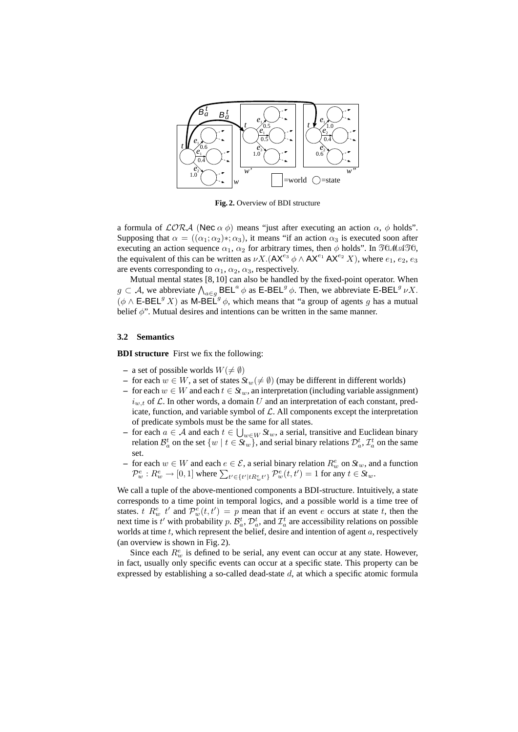**Fig. 2.** Overview of BDI structure

a formula of $\mathcal{LORA}$ (Nec $\alpha$ $\phi$) means "just after executing an action $\alpha$, $\phi$ holds". Supposing that $\alpha = ((\alpha_1; \alpha_2)*; \alpha_3)$, it means "if an action $\alpha_3$ is executed soon after executing an action sequence $\alpha_1$, $\alpha_2$ for arbitrary times, then $\phi$ holds". In $\mathfrak{TOMATO}$, the equivalent of this can be written as $\nu X.(\mathsf{AX}^{e_3}\,\phi \wedge \mathsf{AX}^{e_1}\,\mathsf{AX}^{e_2}\,X)$, where $e_1$, $e_2$, $e_3$ are events corresponding to $\alpha_1$, $\alpha_2$, $\alpha_3$, respectively.

Mutual mental states [8, 10] can also be handled by the fixed-point operator. When $g \subset \mathcal{A}$, we abbreviate $\bigwedge_{a \in g} \mathsf{BEL}^a\,\phi$ as $\mathsf{E\text{-}BEL}^g\,\phi$. Then, we abbreviate $\mathsf{E\text{-}BEL}^g\,\nu X.(\phi \wedge \mathsf{E\text{-}BEL}^g\,X)$ as $\mathsf{M\text{-}BEL}^g\,\phi$, which means that "a group of agents $g$ has a mutual belief $\phi$". Mutual desires and intentions can be written in the same manner.

### 3.2 Semantics

**BDI structure** First we fix the following:

- a set of possible worlds $W (\neq \emptyset)$
- for each $w \in W$, a set of states $St_w (\neq \emptyset)$ (may be different in different worlds)
- for each $w \in W$ and each $t \in St_w$, an interpretation (including variable assignment) $i_{w,t}$ of $\mathcal{L}$. In other words, a domain $U$ and an interpretation of each constant, predicate, function, and variable symbol of $\mathcal{L}$. All components except the interpretation of predicate symbols must be the same for all states.
- for each $a \in \mathcal{A}$ and each $t \in \bigcup_{w \in W} St_w$, a serial, transitive and Euclidean binary relation $\mathcal{B}_a^t$ on the set $\{w \mid t \in St_w\}$, and serial binary relations $\mathcal{D}_a^t$, $\mathcal{I}_a^t$ on the same set.
- for each $w \in W$ and each $e \in \mathcal{E}$, a serial binary relation $R_w^e$ on $St_w$, and a function $\mathcal{P}_w^e : R_w^e \to [0, 1]$ where $\sum_{t' \in \{t' \mid t R_w^e t'\}} \mathcal{P}_w^e(t, t') = 1$ for any $t \in St_w$.

We call a tuple of the above-mentioned components a BDI-structure. Intuitively, a state corresponds to a time point in temporal logics, and a possible world is a time tree of states. $t\ R_w^e\ t'$ and $\mathcal{P}_w^e(t, t') = p$ mean that if an event $e$ occurs at state $t$, then the next time is $t'$ with probability $p$. $\mathcal{B}_a^t$, $\mathcal{D}_a^t$, and $\mathcal{I}_a^t$ are accessibility relations on possible worlds at time $t$, which represent the belief, desire and intention of agent $a$, respectively (an overview is shown in Fig. 2).

Since each $R_w^e$ is defined to be serial, any event can occur at any state. However, in fact, usually only specific events can occur at a specific state. This property can be expressed by establishing a so-called dead-state $d$, at which a specific atomic formula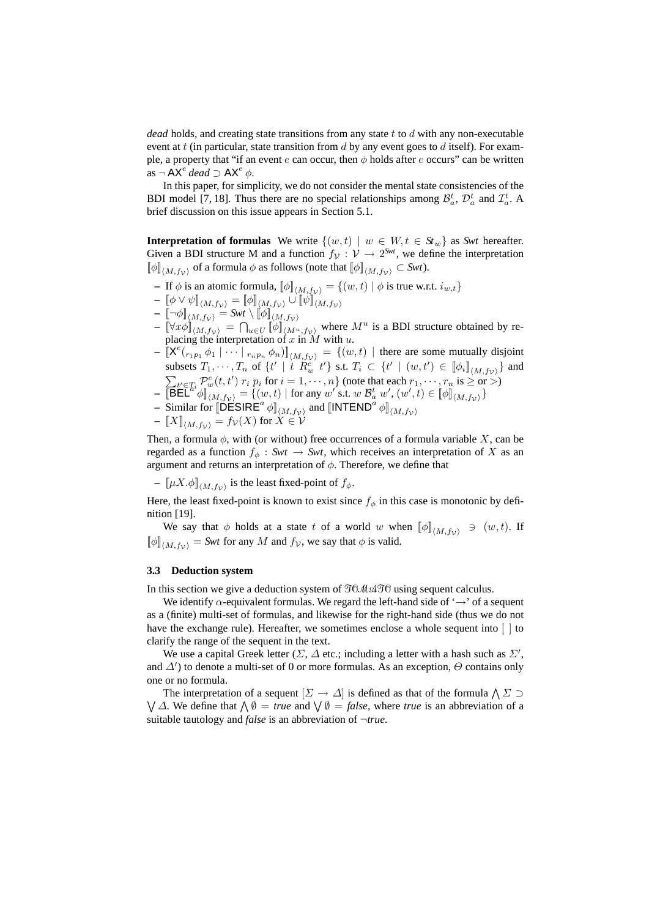*dead* holds, and creating state transitions from any state $t$ to $d$ with any non-executable event at $t$ (in particular, state transition from $d$ by any event goes to $d$ itself). For example, a property that "if an event $e$ can occur, then $\phi$ holds after $e$ occurs" can be written as $\neg\,\mathsf{AX}^e\,\mathit{dead} \supset \mathsf{AX}^e\,\phi$.

In this paper, for simplicity, we do not consider the mental state consistencies of the BDI model [7, 18]. Thus there are no special relationships among $\mathcal{B}^t_a$, $\mathcal{D}^t_a$ and $\mathcal{I}^t_a$. A brief discussion on this issue appears in Section 5.1.

**Interpretation of formulas** We write $\{(w,t) \mid w \in W, t \in \mathit{St}_w\}$ as *Swt* hereafter. Given a BDI structure M and a function $f_\mathcal{V} : \mathcal{V} \to 2^{\mathit{Swt}}$, we define the interpretation $[\![\phi]\!]_{\langle M,f_\mathcal{V}\rangle}$ of a formula $\phi$ as follows (note that $[\![\phi]\!]_{\langle M,f_\mathcal{V}\rangle} \subset \mathit{Swt}$).

- If $\phi$ is an atomic formula, $[\![\phi]\!]_{\langle M,f_\mathcal{V}\rangle} = \{(w,t) \mid \phi \text{ is true w.r.t. } i_{w,t}\}$
- $[\![\phi \vee \psi]\!]_{\langle M,f_\mathcal{V}\rangle} = [\![\phi]\!]_{\langle M,f_\mathcal{V}\rangle} \cup [\![\psi]\!]_{\langle M,f_\mathcal{V}\rangle}$
- $[\![\neg\phi]\!]_{\langle M,f_\mathcal{V}\rangle} = \mathit{Swt} \setminus [\![\phi]\!]_{\langle M,f_\mathcal{V}\rangle}$
- $[\![\forall x\phi]\!]_{\langle M,f_\mathcal{V}\rangle} = \bigcap_{u\in U} [\![\phi]\!]_{\langle M^u,f_\mathcal{V}\rangle}$ where $M^u$ is a BDI structure obtained by replacing the interpretation of $x$ in $M$ with $u$.
- $[\![\mathsf{X}^e({}_{r_1p_1}\,\phi_1 \mid \cdots \mid {}_{r_np_n}\,\phi_n)]\!]_{\langle M,f_\mathcal{V}\rangle} = \{(w,t) \mid$ there are some mutually disjoint subsets $T_1,\cdots,T_n$ of $\{t' \mid t\ R^e_w\ t'\}$ s.t. $T_i \subset \{t' \mid (w,t') \in [\![\phi_i]\!]_{\langle M,f_\mathcal{V}\rangle}\}$ and $\sum_{t'\in T_i} \mathcal{P}^e_w(t,t')\ r_i\ p_i$ for $i = 1,\cdots,n\}$ (note that each $r_1,\cdots,r_n$ is $\geq$ or $>$)
- $[\![\mathsf{BEL}^a\,\phi]\!]_{\langle M,f_\mathcal{V}\rangle} = \{(w,t) \mid \text{for any } w' \text{ s.t. } w\ \mathcal{B}^t_a\ w', (w',t) \in [\![\phi]\!]_{\langle M,f_\mathcal{V}\rangle}\}$
- Similar for $[\![\mathsf{DESIRE}^a\,\phi]\!]_{\langle M,f_\mathcal{V}\rangle}$ and $[\![\mathsf{INTEND}^a\,\phi]\!]_{\langle M,f_\mathcal{V}\rangle}$
- $[\![X]\!]_{\langle M,f_\mathcal{V}\rangle} = f_\mathcal{V}(X)$ for $X \in \mathcal{V}$

Then, a formula $\phi$, with (or without) free occurrences of a formula variable $X$, can be regarded as a function $f_\phi : \mathit{Swt} \to \mathit{Swt}$, which receives an interpretation of $X$ as an argument and returns an interpretation of $\phi$. Therefore, we define that

- $[\![\mu X.\phi]\!]_{\langle M,f_\mathcal{V}\rangle}$ is the least fixed-point of $f_\phi$.

Here, the least fixed-point is known to exist since $f_\phi$ in this case is monotonic by definition [19].

We say that $\phi$ holds at a state $t$ of a world $w$ when $[\![\phi]\!]_{\langle M,f_\mathcal{V}\rangle} \ni (w,t)$. If $[\![\phi]\!]_{\langle M,f_\mathcal{V}\rangle} = \mathit{Swt}$ for any $M$ and $f_\mathcal{V}$, we say that $\phi$ is valid.

### 3.3 Deduction system

In this section we give a deduction system of $\mathcal{TCMATC}$ using sequent calculus.

We identify $\alpha$-equivalent formulas. We regard the left-hand side of '$\to$' of a sequent as a (finite) multi-set of formulas, and likewise for the right-hand side (thus we do not have the exchange rule). Hereafter, we sometimes enclose a whole sequent into [ ] to clarify the range of the sequent in the text.

We use a capital Greek letter ($\Sigma$, $\Delta$ etc.; including a letter with a hash such as $\Sigma'$, and $\Delta'$) to denote a multi-set of 0 or more formulas. As an exception, $\Theta$ contains only one or no formula.

The interpretation of a sequent $[\Sigma \to \Delta]$ is defined as that of the formula $\bigwedge \Sigma \supset \bigvee \Delta$. We define that $\bigwedge \emptyset = \mathit{true}$ and $\bigvee \emptyset = \mathit{false}$, where *true* is an abbreviation of a suitable tautology and *false* is an abbreviation of $\neg$*true*.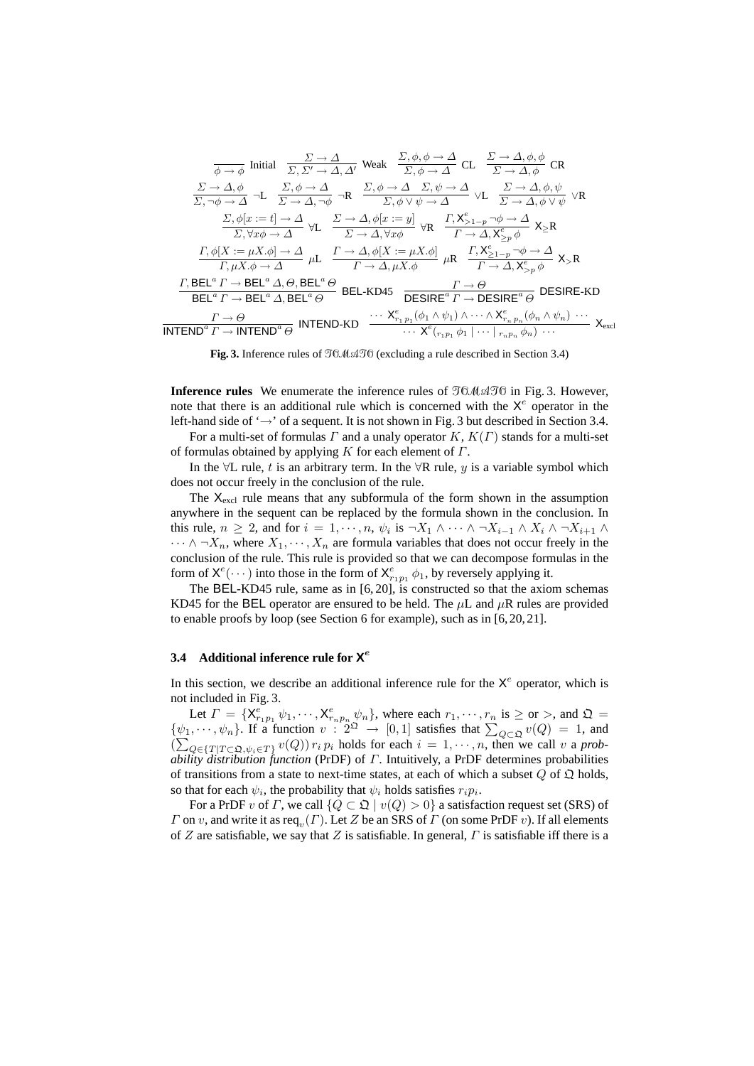$$\frac{}{\phi \to \phi}\ \text{Initial} \quad \frac{\Sigma \to \Delta}{\Sigma, \Sigma' \to \Delta, \Delta'}\ \text{Weak} \quad \frac{\Sigma, \phi, \phi \to \Delta}{\Sigma, \phi \to \Delta}\ \text{CL} \quad \frac{\Sigma \to \Delta, \phi, \phi}{\Sigma \to \Delta, \phi}\ \text{CR}$$

$$\frac{\Sigma \to \Delta, \phi}{\Sigma, \neg\phi \to \Delta}\ \neg\text{L} \quad \frac{\Sigma, \phi \to \Delta}{\Sigma \to \Delta, \neg\phi}\ \neg\text{R} \quad \frac{\Sigma, \phi \to \Delta \quad \Sigma, \psi \to \Delta}{\Sigma, \phi \vee \psi \to \Delta}\ \vee\text{L} \quad \frac{\Sigma \to \Delta, \phi, \psi}{\Sigma \to \Delta, \phi \vee \psi}\ \vee\text{R}$$

$$\frac{\Sigma, \phi[x := t] \to \Delta}{\Sigma, \forall x \phi \to \Delta}\ \forall\text{L} \quad \frac{\Sigma \to \Delta, \phi[x := y]}{\Sigma \to \Delta, \forall x \phi}\ \forall\text{R} \quad \frac{\Gamma, \mathsf{X}^e_{>1-p} \neg\phi \to \Delta}{\Gamma \to \Delta, \mathsf{X}^e_{\geq p} \phi}\ \mathsf{X}_{\geq}\text{R}$$

$$\frac{\Gamma, \phi[X := \mu X.\phi] \to \Delta}{\Gamma, \mu X.\phi \to \Delta}\ \mu\text{L} \quad \frac{\Gamma \to \Delta, \phi[X := \mu X.\phi]}{\Gamma \to \Delta, \mu X.\phi}\ \mu\text{R} \quad \frac{\Gamma, \mathsf{X}^e_{\geq 1-p} \neg\phi \to \Delta}{\Gamma \to \Delta, \mathsf{X}^e_{>p} \phi}\ \mathsf{X}_{>}\text{R}$$

$$\frac{\Gamma, \mathsf{BEL}^a\, \Gamma \to \mathsf{BEL}^a\, \Delta, \Theta, \mathsf{BEL}^a\, \Theta}{\mathsf{BEL}^a\, \Gamma \to \mathsf{BEL}^a\, \Delta, \mathsf{BEL}^a\, \Theta}\ \mathsf{BEL}\text{-KD45} \quad \frac{\Gamma \to \Theta}{\mathsf{DESIRE}^a\, \Gamma \to \mathsf{DESIRE}^a\, \Theta}\ \mathsf{DESIRE}\text{-KD}$$

$$\frac{\Gamma \to \Theta}{\mathsf{INTEND}^a\, \Gamma \to \mathsf{INTEND}^a\, \Theta}\ \mathsf{INTEND}\text{-KD} \quad \frac{\cdots\ \mathsf{X}^e_{r_1 p_1}(\phi_1 \wedge \psi_1) \wedge \cdots \wedge \mathsf{X}^e_{r_n p_n}(\phi_n \wedge \psi_n)\ \cdots}{\cdots\ \mathsf{X}^e(_{r_1 p_1}\, \phi_1 \mid \cdots \mid _{r_n p_n}\, \phi_n)\ \cdots}\ \mathsf{X}_{\text{excl}}$$

**Fig. 3.** Inference rules of $\mathfrak{TCMATC}$ (excluding a rule described in Section 3.4)

**Inference rules** We enumerate the inference rules of $\mathfrak{TCMATC}$ in Fig. 3. However, note that there is an additional rule which is concerned with the $\mathsf{X}^e$ operator in the left-hand side of '$\to$' of a sequent. It is not shown in Fig. 3 but described in Section 3.4.

For a multi-set of formulas $\Gamma$ and a unaly operator $K$, $K(\Gamma)$ stands for a multi-set of formulas obtained by applying $K$ for each element of $\Gamma$.

In the $\forall$L rule, $t$ is an arbitrary term. In the $\forall$R rule, $y$ is a variable symbol which does not occur freely in the conclusion of the rule.

The $\mathsf{X}_{\text{excl}}$ rule means that any subformula of the form shown in the assumption anywhere in the sequent can be replaced by the formula shown in the conclusion. In this rule, $n \geq 2$, and for $i = 1, \cdots, n$, $\psi_i$ is $\neg X_1 \wedge \cdots \wedge \neg X_{i-1} \wedge X_i \wedge \neg X_{i+1} \wedge \cdots \wedge \neg X_n$, where $X_1, \cdots, X_n$ are formula variables that does not occur freely in the conclusion of the rule. This rule is provided so that we can decompose formulas in the form of $\mathsf{X}^e(\cdots)$ into those in the form of $\mathsf{X}^e_{r_1 p_1}\, \phi_1$, by reversely applying it.

The $\mathsf{BEL}$-KD45 rule, same as in [6, 20], is constructed so that the axiom schemas KD45 for the $\mathsf{BEL}$ operator are ensured to be held. The $\mu$L and $\mu$R rules are provided to enable proofs by loop (see Section 6 for example), such as in [6, 20, 21].

### 3.4 Additional inference rule for $\mathsf{X}^e$

In this section, we describe an additional inference rule for the $\mathsf{X}^e$ operator, which is not included in Fig. 3.

Let $\Gamma = \{\mathsf{X}^e_{r_1 p_1}\, \psi_1, \cdots, \mathsf{X}^e_{r_n p_n}\, \psi_n\}$, where each $r_1, \cdots, r_n$ is $\geq$ or $>$, and $\mathfrak{Q} = \{\psi_1, \cdots, \psi_n\}$. If a function $v : 2^{\mathfrak{Q}} \to [0, 1]$ satisfies that $\sum_{Q \subset \mathfrak{Q}} v(Q) = 1$, and $(\sum_{Q \in \{T \mid T \subset \mathfrak{Q}, \psi_i \in T\}} v(Q))\, r_i\, p_i$ holds for each $i = 1, \cdots, n$, then we call $v$ a *probability distribution function* (PrDF) of $\Gamma$. Intuitively, a PrDF determines probabilities of transitions from a state to next-time states, at each of which a subset $Q$ of $\mathfrak{Q}$ holds, so that for each $\psi_i$, the probability that $\psi_i$ holds satisfies $r_i p_i$.

For a PrDF $v$ of $\Gamma$, we call $\{Q \subset \mathfrak{Q} \mid v(Q) > 0\}$ a satisfaction request set (SRS) of $\Gamma$ on $v$, and write it as $\text{req}_v(\Gamma)$. Let $Z$ be an SRS of $\Gamma$ (on some PrDF $v$). If all elements of $Z$ are satisfiable, we say that $Z$ is satisfiable. In general, $\Gamma$ is satisfiable iff there is a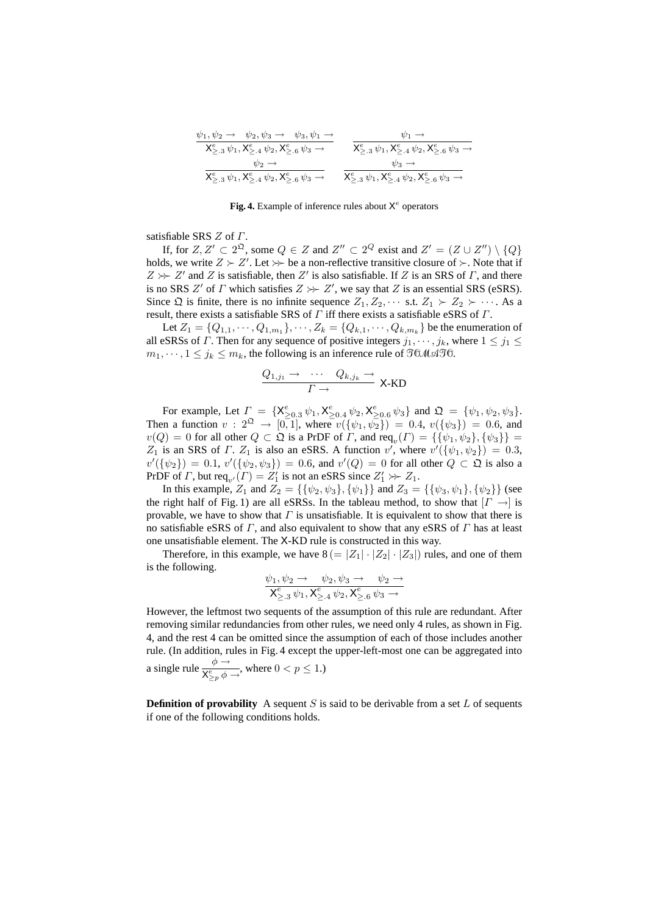$$\frac{\psi_1, \psi_2 \rightarrow \quad \psi_2, \psi_3 \rightarrow \quad \psi_3, \psi_1 \rightarrow}{\mathsf{X}^e_{\geq .3}\, \psi_1, \mathsf{X}^e_{\geq .4}\, \psi_2, \mathsf{X}^e_{\geq .6}\, \psi_3 \rightarrow} \qquad \frac{\psi_1 \rightarrow}{\mathsf{X}^e_{\geq .3}\, \psi_1, \mathsf{X}^e_{\geq .4}\, \psi_2, \mathsf{X}^e_{\geq .6}\, \psi_3 \rightarrow}$$

$$\frac{\psi_2 \rightarrow}{\mathsf{X}^e_{\geq .3}\, \psi_1, \mathsf{X}^e_{\geq .4}\, \psi_2, \mathsf{X}^e_{\geq .6}\, \psi_3 \rightarrow} \qquad \frac{\psi_3 \rightarrow}{\mathsf{X}^e_{\geq .3}\, \psi_1, \mathsf{X}^e_{\geq .4}\, \psi_2, \mathsf{X}^e_{\geq .6}\, \psi_3 \rightarrow}$$

**Fig. 4.** Example of inference rules about $\mathsf{X}^e$ operators

satisfiable SRS $Z$ of $\Gamma$.

If, for $Z, Z' \subset 2^{\mathfrak{Q}}$, some $Q \in Z$ and $Z'' \subset 2^Q$ exist and $Z' = (Z \cup Z'') \setminus \{Q\}$ holds, we write $Z \succ Z'$. Let $\succ\!\!\succ$ be a non-reflective transitive closure of $\succ$. Note that if $Z \succ\!\!\succ Z'$ and $Z$ is satisfiable, then $Z'$ is also satisfiable. If $Z$ is an SRS of $\Gamma$, and there is no SRS $Z'$ of $\Gamma$ which satisfies $Z \succ\!\!\succ Z'$, we say that $Z$ is an essential SRS (eSRS). Since $\mathfrak{Q}$ is finite, there is no infinite sequence $Z_1, Z_2, \cdots$ s.t. $Z_1 \succ Z_2 \succ \cdots$. As a result, there exists a satisfiable SRS of $\Gamma$ iff there exists a satisfiable eSRS of $\Gamma$.

Let $Z_1 = \{Q_{1,1}, \cdots, Q_{1,m_1}\}, \cdots, Z_k = \{Q_{k,1}, \cdots, Q_{k,m_k}\}$ be the enumeration of all eSRSs of $\Gamma$. Then for any sequence of positive integers $j_1, \cdots, j_k$, where $1 \leq j_1 \leq m_1, \cdots, 1 \leq j_k \leq m_k$, the following is an inference rule of $\mathcal{TCMATC}$.

$$\frac{Q_{1,j_1} \rightarrow \quad \cdots \quad Q_{k,j_k} \rightarrow}{\Gamma \rightarrow}\ \textsf{X-KD}$$

For example, Let $\Gamma = \{\mathsf{X}^e_{\geq 0.3}\, \psi_1, \mathsf{X}^e_{\geq 0.4}\, \psi_2, \mathsf{X}^e_{\geq 0.6}\, \psi_3\}$ and $\mathfrak{Q} = \{\psi_1, \psi_2, \psi_3\}$. Then a function $v : 2^{\mathfrak{Q}} \rightarrow [0, 1]$, where $v(\{\psi_1, \psi_2\}) = 0.4$, $v(\{\psi_3\}) = 0.6$, and $v(Q) = 0$ for all other $Q \subset \mathfrak{Q}$ is a PrDF of $\Gamma$, and $\mathrm{req}_v(\Gamma) = \{\{\psi_1, \psi_2\}, \{\psi_3\}\} = Z_1$ is an SRS of $\Gamma$. $Z_1$ is also an eSRS. A function $v'$, where $v'(\{\psi_1, \psi_2\}) = 0.3$, $v'(\{\psi_2\}) = 0.1$, $v'(\{\psi_2, \psi_3\}) = 0.6$, and $v'(Q) = 0$ for all other $Q \subset \mathfrak{Q}$ is also a PrDF of $\Gamma$, but $\mathrm{req}_{v'}(\Gamma) = Z_1'$ is not an eSRS since $Z_1' \succ\!\!\succ Z_1$.

In this example, $Z_1$ and $Z_2 = \{\{\psi_2, \psi_3\}, \{\psi_1\}\}$ and $Z_3 = \{\{\psi_3, \psi_1\}, \{\psi_2\}\}$ (see the right half of Fig. 1) are all eSRSs. In the tableau method, to show that $[\Gamma \rightarrow]$ is provable, we have to show that $\Gamma$ is unsatisfiable. It is equivalent to show that there is no satisfiable eSRS of $\Gamma$, and also equivalent to show that any eSRS of $\Gamma$ has at least one unsatisfiable element. The X-KD rule is constructed in this way.

Therefore, in this example, we have $8\,(= |Z_1| \cdot |Z_2| \cdot |Z_3|)$ rules, and one of them is the following.

$$\frac{\psi_1, \psi_2 \rightarrow \quad \psi_2, \psi_3 \rightarrow \quad \psi_2 \rightarrow}{\mathsf{X}^e_{\geq .3}\, \psi_1, \mathsf{X}^e_{\geq .4}\, \psi_2, \mathsf{X}^e_{\geq .6}\, \psi_3 \rightarrow}$$

However, the leftmost two sequents of the assumption of this rule are redundant. After removing similar redundancies from other rules, we need only 4 rules, as shown in Fig. 4, and the rest 4 can be omitted since the assumption of each of those includes another rule. (In addition, rules in Fig. 4 except the upper-left-most one can be aggregated into a single rule $\dfrac{\phi \rightarrow}{\mathsf{X}^e_{\geq p}\, \phi \rightarrow}$, where $0 < p \leq 1$.)

**Definition of provability** A sequent $S$ is said to be derivable from a set $L$ of sequents if one of the following conditions holds.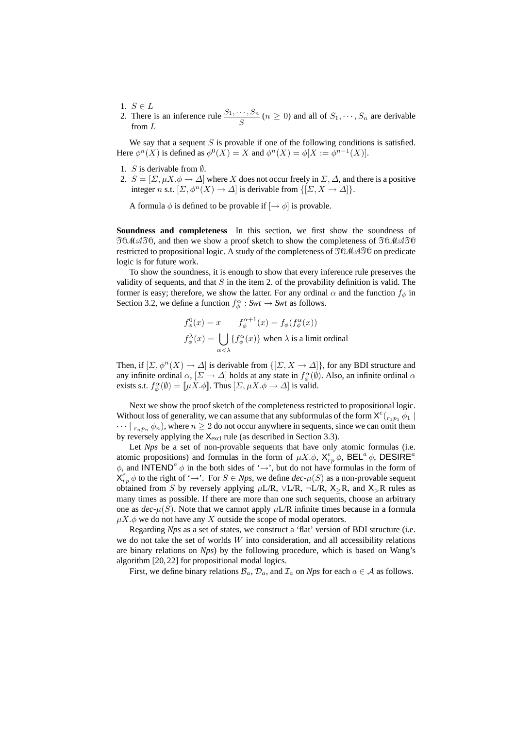1. $S \in L$
2. There is an inference rule $\dfrac{S_1, \cdots, S_n}{S}$ ($n \geq 0$) and all of $S_1, \cdots, S_n$ are derivable from $L$

We say that a sequent $S$ is provable if one of the following conditions is satisfied. Here $\phi^n(X)$ is defined as $\phi^0(X) = X$ and $\phi^n(X) = \phi[X := \phi^{n-1}(X)]$.

1. $S$ is derivable from $\emptyset$.
2. $S = [\Sigma, \mu X.\phi \rightarrow \Delta]$ where $X$ does not occur freely in $\Sigma, \Delta$, and there is a positive integer $n$ s.t. $[\Sigma, \phi^n(X) \rightarrow \Delta]$ is derivable from $\{[\Sigma, X \rightarrow \Delta]\}$.

A formula $\phi$ is defined to be provable if $[\rightarrow \phi]$ is provable.

**Soundness and completeness** In this section, we first show the soundness of $\mathfrak{TOMATO}$, and then we show a proof sketch to show the completeness of $\mathfrak{TOMATO}$ restricted to propositional logic. A study of the completeness of $\mathfrak{TOMATO}$ on predicate logic is for future work.

To show the soundness, it is enough to show that every inference rule preserves the validity of sequents, and that $S$ in the item 2. of the provability definition is valid. The former is easy; therefore, we show the latter. For any ordinal $\alpha$ and the function $f_\phi$ in Section 3.2, we define a function $f_\phi^\alpha : \mathit{Swt} \rightarrow \mathit{Swt}$ as follows.

$$f_\phi^0(x) = x \qquad f_\phi^{\alpha+1}(x) = f_\phi(f_\phi^\alpha(x))$$
$$f_\phi^\lambda(x) = \bigcup_{\alpha<\lambda} \{f_\phi^\alpha(x)\} \text{ when } \lambda \text{ is a limit ordinal}$$

Then, if $[\Sigma, \phi^n(X) \rightarrow \Delta]$ is derivable from $\{[\Sigma, X \rightarrow \Delta]\}$, for any BDI structure and any infinite ordinal $\alpha$, $[\Sigma \rightarrow \Delta]$ holds at any state in $f_\phi^\alpha(\emptyset)$. Also, an infinite ordinal $\alpha$ exists s.t. $f_\phi^\alpha(\emptyset) = [\![\mu X.\phi]\!]$. Thus $[\Sigma, \mu X.\phi \rightarrow \Delta]$ is valid.

Next we show the proof sketch of the completeness restricted to propositional logic. Without loss of generality, we can assume that any subformulas of the form $\mathsf{X}^e({}_{r_1p_1}\,\phi_1 \mid \cdots \mid {}_{r_np_n}\,\phi_n)$, where $n \geq 2$ do not occur anywhere in sequents, since we can omit them by reversely applying the $\mathsf{X}_{\text{excl}}$ rule (as described in Section 3.3).

Let *Nps* be a set of non-provable sequents that have only atomic formulas (i.e. atomic propositions) and formulas in the form of $\mu X.\phi$, $\mathsf{X}^e_{rp}\,\phi$, $\mathsf{BEL}^a\,\phi$, $\mathsf{DESIRE}^a\,\phi$, and $\mathsf{INTEND}^a\,\phi$ in the both sides of '$\rightarrow$', but do not have formulas in the form of $\mathsf{X}^e_{rp}\,\phi$ to the right of '$\rightarrow$'. For $S \in \mathit{Nps}$, we define *dec*-$\mu(S)$ as a non-provable sequent obtained from $S$ by reversely applying $\mu$L/R, $\vee$L/R, $\neg$L/R, $\mathsf{X}_\geq$R, and $\mathsf{X}_>$R rules as many times as possible. If there are more than one such sequents, choose an arbitrary one as *dec*-$\mu(S)$. Note that we cannot apply $\mu$L/R infinite times because in a formula $\mu X.\phi$ we do not have any $X$ outside the scope of modal operators.

Regarding *Nps* as a set of states, we construct a 'flat' version of BDI structure (i.e. we do not take the set of worlds $W$ into consideration, and all accessibility relations are binary relations on *Nps*) by the following procedure, which is based on Wang's algorithm [20, 22] for propositional modal logics.

First, we define binary relations $\mathcal{B}_a$, $\mathcal{D}_a$, and $\mathcal{I}_a$ on *Nps* for each $a \in \mathcal{A}$ as follows.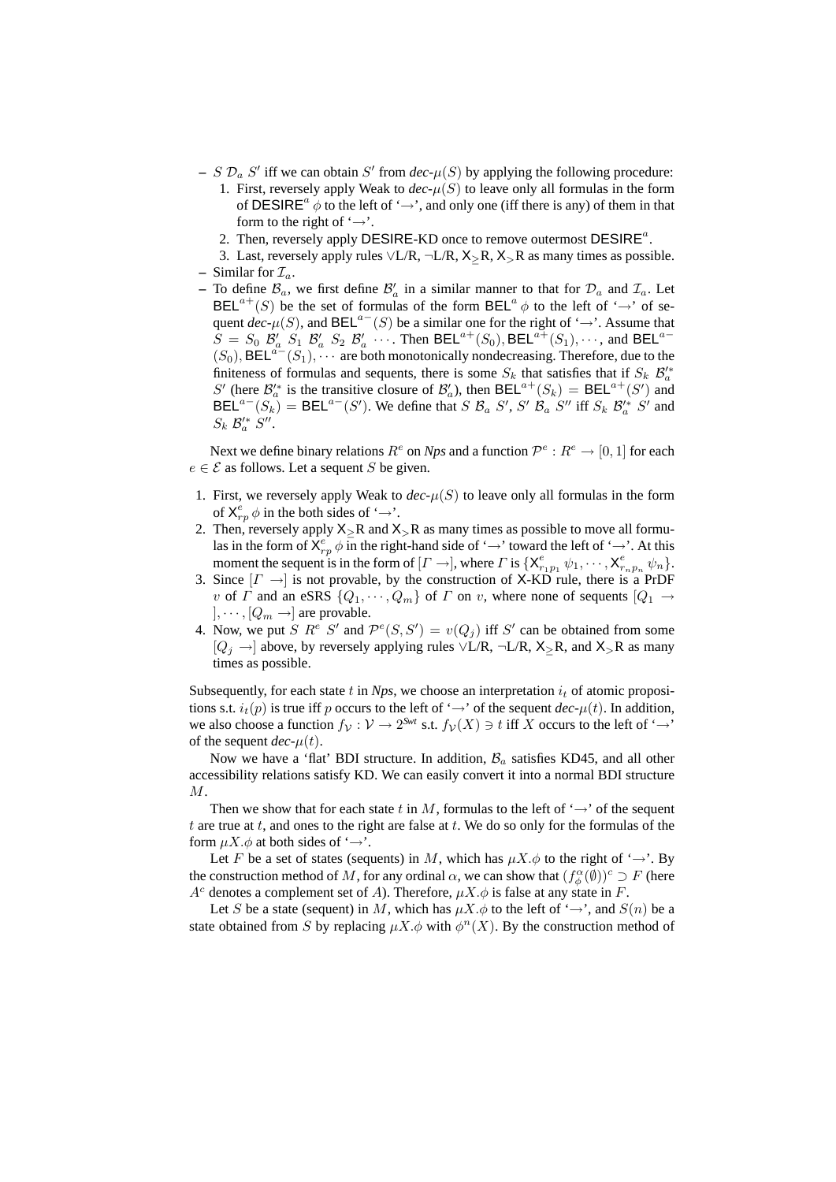- $S\ \mathcal{D}_a\ S'$ iff we can obtain $S'$ from *dec*-$\mu(S)$ by applying the following procedure:
  1. First, reversely apply Weak to *dec*-$\mu(S)$ to leave only all formulas in the form of $\mathsf{DESIRE}^a\ \phi$ to the left of '$\rightarrow$', and only one (iff there is any) of them in that form to the right of '$\rightarrow$'.
  2. Then, reversely apply DESIRE-KD once to remove outermost $\mathsf{DESIRE}^a$.
  3. Last, reversely apply rules $\vee$L/R, $\neg$L/R, $\mathsf{X}_{\geq}$R, $\mathsf{X}_{>}$R as many times as possible.
- Similar for $\mathcal{I}_a$.
- To define $\mathcal{B}_a$, we first define $\mathcal{B}'_a$ in a similar manner to that for $\mathcal{D}_a$ and $\mathcal{I}_a$. Let $\mathsf{BEL}^{a+}(S)$ be the set of formulas of the form $\mathsf{BEL}^a\ \phi$ to the left of '$\rightarrow$' of sequent *dec*-$\mu(S)$, and $\mathsf{BEL}^{a-}(S)$ be a similar one for the right of '$\rightarrow$'. Assume that $S = S_0\ \mathcal{B}'_a\ S_1\ \mathcal{B}'_a\ S_2\ \mathcal{B}'_a\ \cdots$. Then $\mathsf{BEL}^{a+}(S_0), \mathsf{BEL}^{a+}(S_1), \cdots$, and $\mathsf{BEL}^{a-}(S_0), \mathsf{BEL}^{a-}(S_1), \cdots$ are both monotonically nondecreasing. Therefore, due to the finiteness of formulas and sequents, there is some $S_k$ that satisfies that if $S_k\ \mathcal{B}'^*_a\ S'$ (here $\mathcal{B}'^*_a$ is the transitive closure of $\mathcal{B}'_a$), then $\mathsf{BEL}^{a+}(S_k) = \mathsf{BEL}^{a+}(S')$ and $\mathsf{BEL}^{a-}(S_k) = \mathsf{BEL}^{a-}(S')$. We define that $S\ \mathcal{B}_a\ S'$, $S'\ \mathcal{B}_a\ S''$ iff $S_k\ \mathcal{B}'^*_a\ S'$ and $S_k\ \mathcal{B}'^*_a\ S''$.

Next we define binary relations $R^e$ on *Nps* and a function $\mathcal{P}^e : R^e \rightarrow [0, 1]$ for each $e \in \mathcal{E}$ as follows. Let a sequent $S$ be given.

1. First, we reversely apply Weak to *dec*-$\mu(S)$ to leave only all formulas in the form of $\mathsf{X}^e_{rp}\ \phi$ in the both sides of '$\rightarrow$'.
2. Then, reversely apply $\mathsf{X}_{\geq}$R and $\mathsf{X}_{>}$R as many times as possible to move all formulas in the form of $\mathsf{X}^e_{rp}\ \phi$ in the right-hand side of '$\rightarrow$' toward the left of '$\rightarrow$'. At this moment the sequent is in the form of $[\Gamma \rightarrow]$, where $\Gamma$ is $\{\mathsf{X}^e_{r_1 p_1}\ \psi_1, \cdots, \mathsf{X}^e_{r_n p_n}\ \psi_n\}$.
3. Since $[\Gamma \rightarrow]$ is not provable, by the construction of X-KD rule, there is a PrDF $v$ of $\Gamma$ and an eSRS $\{Q_1, \cdots, Q_m\}$ of $\Gamma$ on $v$, where none of sequents $[Q_1 \rightarrow], \cdots, [Q_m \rightarrow]$ are provable.
4. Now, we put $S\ R^e\ S'$ and $\mathcal{P}^e(S, S') = v(Q_j)$ iff $S'$ can be obtained from some $[Q_j \rightarrow]$ above, by reversely applying rules $\vee$L/R, $\neg$L/R, $\mathsf{X}_{\geq}$R, and $\mathsf{X}_{>}$R as many times as possible.

Subsequently, for each state $t$ in *Nps*, we choose an interpretation $i_t$ of atomic propositions s.t. $i_t(p)$ is true iff $p$ occurs to the left of '$\rightarrow$' of the sequent *dec*-$\mu(t)$. In addition, we also choose a function $f_{\mathcal{V}} : \mathcal{V} \rightarrow 2^{Swt}$ s.t. $f_{\mathcal{V}}(X) \ni t$ iff $X$ occurs to the left of '$\rightarrow$' of the sequent *dec*-$\mu(t)$.

Now we have a 'flat' BDI structure. In addition, $\mathcal{B}_a$ satisfies KD45, and all other accessibility relations satisfy KD. We can easily convert it into a normal BDI structure $M$.

Then we show that for each state $t$ in $M$, formulas to the left of '$\rightarrow$' of the sequent $t$ are true at $t$, and ones to the right are false at $t$. We do so only for the formulas of the form $\mu X.\phi$ at both sides of '$\rightarrow$'.

Let $F$ be a set of states (sequents) in $M$, which has $\mu X.\phi$ to the right of '$\rightarrow$'. By the construction method of $M$, for any ordinal $\alpha$, we can show that $(f^\alpha_\phi(\emptyset))^c \supset F$ (here $A^c$ denotes a complement set of $A$). Therefore, $\mu X.\phi$ is false at any state in $F$.

Let $S$ be a state (sequent) in $M$, which has $\mu X.\phi$ to the left of '$\rightarrow$', and $S(n)$ be a state obtained from $S$ by replacing $\mu X.\phi$ with $\phi^n(X)$. By the construction method of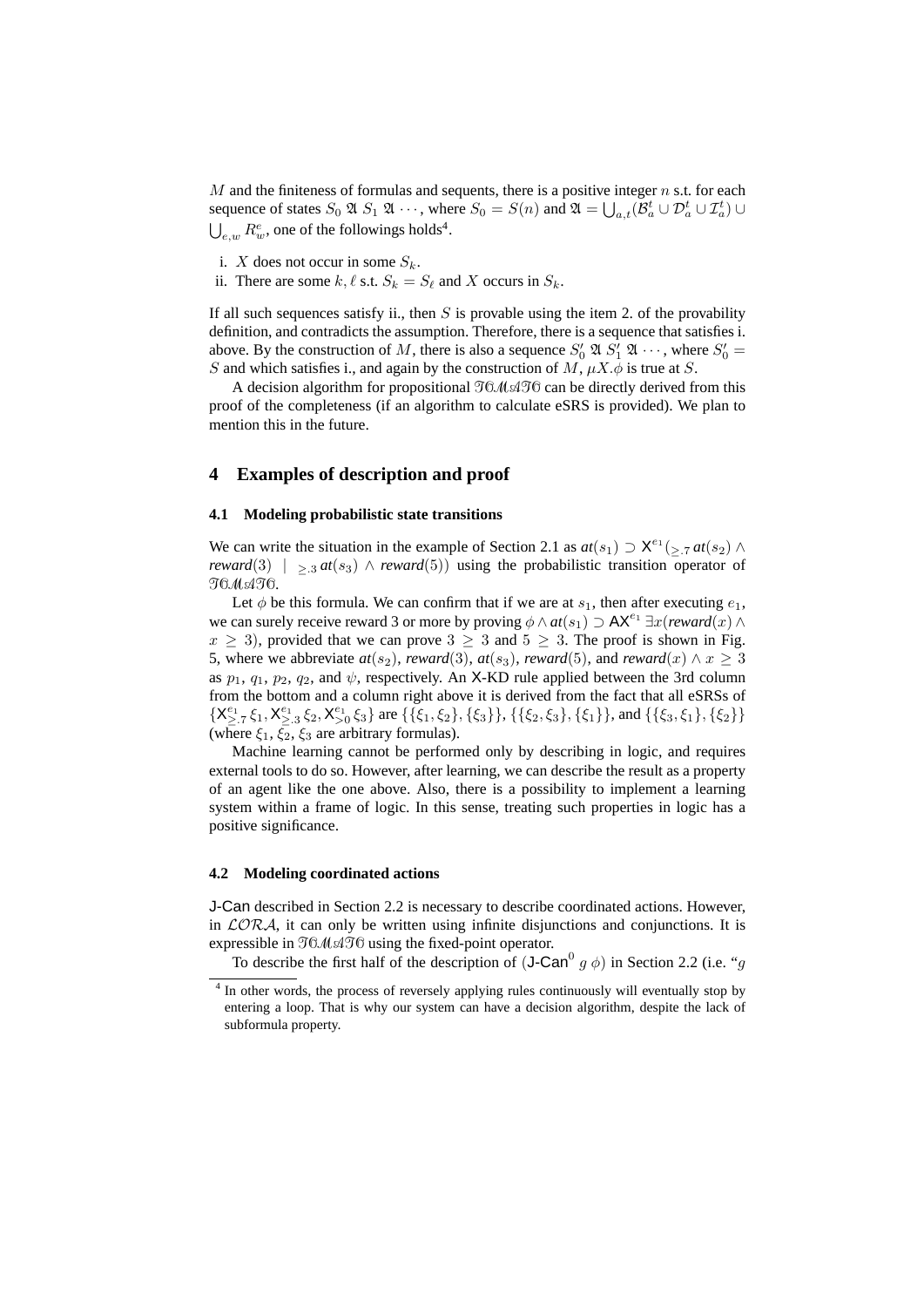$M$ and the finiteness of formulas and sequents, there is a positive integer $n$ s.t. for each sequence of states $S_0 \mathfrak{A} S_1 \mathfrak{A} \cdots$, where $S_0 = S(n)$ and $\mathfrak{A} = \bigcup_{a,t}(\mathcal{B}_a^t \cup \mathcal{D}_a^t \cup \mathcal{I}_a^t) \cup \bigcup_{e,w} R_w^e$, one of the followings holds[4].

i. $X$ does not occur in some $S_k$.
ii. There are some $k, \ell$ s.t. $S_k = S_\ell$ and $X$ occurs in $S_k$.

If all such sequences satisfy ii., then $S$ is provable using the item 2. of the provability definition, and contradicts the assumption. Therefore, there is a sequence that satisfies i. above. By the construction of $M$, there is also a sequence $S'_0 \mathfrak{A} S'_1 \mathfrak{A} \cdots$, where $S'_0 = S$ and which satisfies i., and again by the construction of $M$, $\mu X.\phi$ is true at $S$.

A decision algorithm for propositional $\mathfrak{TCMATC}$ can be directly derived from this proof of the completeness (if an algorithm to calculate eSRS is provided). We plan to mention this in the future.

## 4 Examples of description and proof

### 4.1 Modeling probabilistic state transitions

We can write the situation in the example of Section 2.1 as $\mathit{at}(s_1) \supset \mathsf{X}^{e_1}(_{\geq .7}\, \mathit{at}(s_2) \wedge \mathit{reward}(3) \ \mid \ _{\geq .3}\, \mathit{at}(s_3) \wedge \mathit{reward}(5))$ using the probabilistic transition operator of $\mathfrak{TCMATC}$.

Let $\phi$ be this formula. We can confirm that if we are at $s_1$, then after executing $e_1$, we can surely receive reward 3 or more by proving $\phi \wedge \mathit{at}(s_1) \supset \mathsf{AX}^{e_1}\, \exists x(\mathit{reward}(x) \wedge x \geq 3)$, provided that we can prove $3 \geq 3$ and $5 \geq 3$. The proof is shown in Fig. 5, where we abbreviate $\mathit{at}(s_2)$, $\mathit{reward}(3)$, $\mathit{at}(s_3)$, $\mathit{reward}(5)$, and $\mathit{reward}(x) \wedge x \geq 3$ as $p_1$, $q_1$, $p_2$, $q_2$, and $\psi$, respectively. An X-KD rule applied between the 3rd column from the bottom and a column right above it is derived from the fact that all eSRSs of $\{\mathsf{X}^{e_1}_{\geq .7}\, \xi_1, \mathsf{X}^{e_1}_{\geq .3}\, \xi_2, \mathsf{X}^{e_1}_{>0}\, \xi_3\}$ are $\{\{\xi_1, \xi_2\}, \{\xi_3\}\}$, $\{\{\xi_2, \xi_3\}, \{\xi_1\}\}$, and $\{\{\xi_3, \xi_1\}, \{\xi_2\}\}$ (where $\xi_1$, $\xi_2$, $\xi_3$ are arbitrary formulas).

Machine learning cannot be performed only by describing in logic, and requires external tools to do so. However, after learning, we can describe the result as a property of an agent like the one above. Also, there is a possibility to implement a learning system within a frame of logic. In this sense, treating such properties in logic has a positive significance.

### 4.2 Modeling coordinated actions

J-Can described in Section 2.2 is necessary to describe coordinated actions. However, in $\mathcal{LORA}$, it can only be written using infinite disjunctions and conjunctions. It is expressible in $\mathfrak{TCMATC}$ using the fixed-point operator.

To describe the first half of the description of ($\mathsf{J\text{-}Can}^0\ g\ \phi$) in Section 2.2 (i.e. "$g$

[4] In other words, the process of reversely applying rules continuously will eventually stop by entering a loop. That is why our system can have a decision algorithm, despite the lack of subformula property.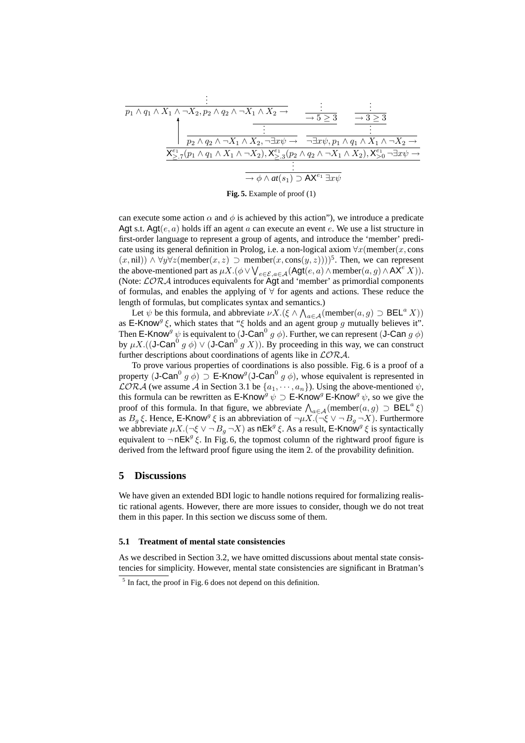$$
\cfrac{\cfrac{\vdots}{p_1 \wedge q_1 \wedge X_1 \wedge \neg X_2, p_2 \wedge q_2 \wedge \neg X_1 \wedge X_2 \rightarrow} \quad \cfrac{\cfrac{\vdots}{\rightarrow 5 \geq 3} \quad \cfrac{\vdots}{\rightarrow 3 \geq 3}}{\cfrac{\vdots}{p_2 \wedge q_2 \wedge \neg X_1 \wedge X_2, \neg\exists x\psi \rightarrow} \quad \cfrac{\vdots}{\neg\exists x\psi, p_1 \wedge q_1 \wedge X_1 \wedge \neg X_2 \rightarrow}}}{\cfrac{\mathsf{X}^{e_1}_{\geq .7}(p_1 \wedge q_1 \wedge X_1 \wedge \neg X_2), \mathsf{X}^{e_1}_{\geq .3}(p_2 \wedge q_2 \wedge \neg X_1 \wedge X_2), \mathsf{X}^{e_1}_{>0} \neg\exists x\psi \rightarrow}{\cfrac{\vdots}{\rightarrow \phi \wedge at(s_1) \supset \mathsf{AX}^{e_1} \exists x\psi}}}
$$

**Fig. 5.** Example of proof (1)

can execute some action $\alpha$ and $\phi$ is achieved by this action"), we introduce a predicate Agt s.t. $\mathsf{Agt}(e, a)$ holds iff an agent $a$ can execute an event $e$. We use a list structure in first-order language to represent a group of agents, and introduce the 'member' predicate using its general definition in Prolog, i.e. a non-logical axiom $\forall x(\text{member}(x, \text{cons}(x, \text{nil})) \wedge \forall y \forall z(\text{member}(x, z) \supset \text{member}(x, \text{cons}(y, z))))$[5]. Then, we can represent the above-mentioned part as $\mu X.(\phi \vee \bigvee_{e \in \mathcal{E}, a \in \mathcal{A}}(\mathsf{Agt}(e, a) \wedge \text{member}(a, g) \wedge \mathsf{AX}^e X))$. (Note: $\mathcal{LORA}$ introduces equivalents for Agt and 'member' as primordial components of formulas, and enables the applying of $\forall$ for agents and actions. These reduce the length of formulas, but complicates syntax and semantics.)

Let $\psi$ be this formula, and abbreviate $\nu X.(\xi \wedge \bigwedge_{a \in \mathcal{A}}(\text{member}(a, g) \supset \mathsf{BEL}^a X))$ as $\mathsf{E\text{-}Know}^g \xi$, which states that "$\xi$ holds and an agent group $g$ mutually believes it". Then $\mathsf{E\text{-}Know}^g \psi$ is equivalent to $(\mathsf{J\text{-}Can}^0\ g\ \phi)$. Further, we can represent $(\mathsf{J\text{-}Can}\ g\ \phi)$ by $\mu X.((\mathsf{J\text{-}Can}^0\ g\ \phi) \vee (\mathsf{J\text{-}Can}^0\ g\ X))$. By proceeding in this way, we can construct further descriptions about coordinations of agents like in $\mathcal{LORA}$.

To prove various properties of coordinations is also possible. Fig. 6 is a proof of a property $(\mathsf{J\text{-}Can}^0\ g\ \phi) \supset \mathsf{E\text{-}Know}^g(\mathsf{J\text{-}Can}^0\ g\ \phi)$, whose equivalent is represented in $\mathcal{LORA}$ (we assume $\mathcal{A}$ in Section 3.1 be $\{a_1, \cdots, a_n\}$). Using the above-mentioned $\psi$, this formula can be rewritten as $\mathsf{E\text{-}Know}^g \psi \supset \mathsf{E\text{-}Know}^g\, \mathsf{E\text{-}Know}^g \psi$, so we give the proof of this formula. In that figure, we abbreviate $\bigwedge_{a \in \mathcal{A}}(\text{member}(a, g) \supset \mathsf{BEL}^a \xi)$ as $B_g\, \xi$. Hence, $\mathsf{E\text{-}Know}^g \xi$ is an abbreviation of $\neg\mu X.(\neg\xi \vee \neg B_g \neg X)$. Furthermore we abbreviate $\mu X.(\neg\xi \vee \neg B_g \neg X)$ as $\mathsf{nEk}^g \xi$. As a result, $\mathsf{E\text{-}Know}^g \xi$ is syntactically equivalent to $\neg\, \mathsf{nEk}^g \xi$. In Fig. 6, the topmost column of the rightward proof figure is derived from the leftward proof figure using the item 2. of the provability definition.

## 5 Discussions

We have given an extended BDI logic to handle notions required for formalizing realistic rational agents. However, there are more issues to consider, though we do not treat them in this paper. In this section we discuss some of them.

### 5.1 Treatment of mental state consistencies

As we described in Section 3.2, we have omitted discussions about mental state consistencies for simplicity. However, mental state consistencies are significant in Bratman's

[5] In fact, the proof in Fig. 6 does not depend on this definition.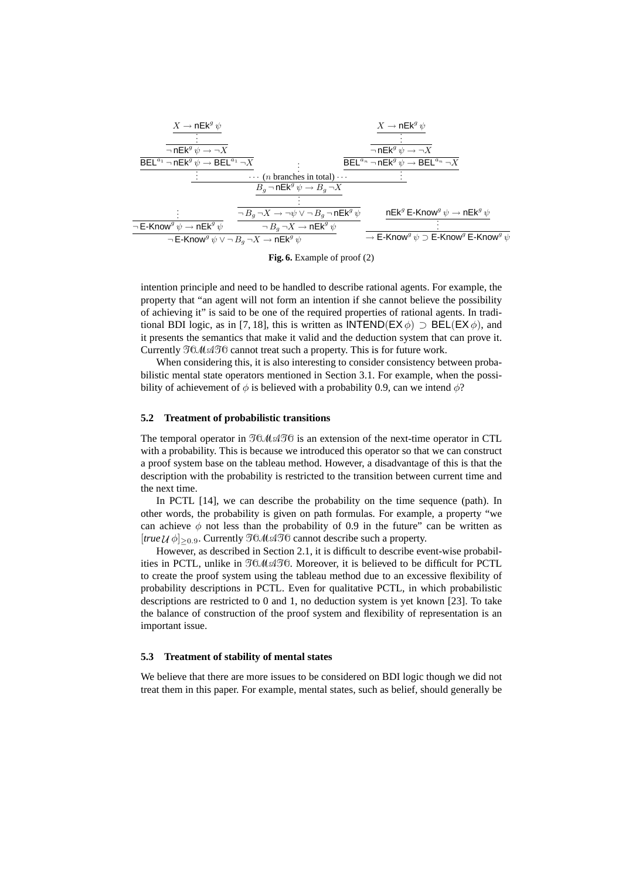$$
\dfrac{\dfrac{\dfrac{\dfrac{\dfrac{X \to \mathsf{nEk}^g\,\psi}{\vdots}}{\neg\,\mathsf{nEk}^g\,\psi \to \neg X}}{\mathsf{BEL}^{a_1}\,\neg\,\mathsf{nEk}^g\,\psi \to \mathsf{BEL}^{a_1}\,\neg X}\quad \vdots \quad \dfrac{\dfrac{\dfrac{X \to \mathsf{nEk}^g\,\psi}{\vdots}}{\neg\,\mathsf{nEk}^g\,\psi \to \neg X}}{\mathsf{BEL}^{a_n}\,\neg\,\mathsf{nEk}^g\,\psi \to \mathsf{BEL}^{a_n}\,\neg X}}{\vdots \quad \cdots\ (n \text{ branches in total})\ \cdots \quad \vdots}
}{B_g\,\neg\,\mathsf{nEk}^g\,\psi \to B_g\,\neg X}
$$

$$
\dfrac{\dfrac{\vdots}{\neg\,\mathsf{E\text{-}Know}^g\,\psi \to \mathsf{nEk}^g\,\psi} \qquad \dfrac{\dfrac{\vdots}{\neg B_g\,\neg X \to \neg\psi \vee \neg B_g\,\neg\,\mathsf{nEk}^g\,\psi}}{\neg B_g\,\neg X \to \mathsf{nEk}^g\,\psi}}{\neg\,\mathsf{E\text{-}Know}^g\,\psi \vee \neg B_g\,\neg X \to \mathsf{nEk}^g\,\psi}
\qquad
\dfrac{\dfrac{\mathsf{nEk}^g\,\mathsf{E\text{-}Know}^g\,\psi \to \mathsf{nEk}^g\,\psi}{\vdots}}{\to \mathsf{E\text{-}Know}^g\,\psi \supset \mathsf{E\text{-}Know}^g\,\mathsf{E\text{-}Know}^g\,\psi}
$$

**Fig. 6.** Example of proof (2)

intention principle and need to be handled to describe rational agents. For example, the property that "an agent will not form an intention if she cannot believe the possibility of achieving it" is said to be one of the required properties of rational agents. In traditional BDI logic, as in [7, 18], this is written as $\mathsf{INTEND}(\mathsf{EX}\,\phi) \supset \mathsf{BEL}(\mathsf{EX}\,\phi)$, and it presents the semantics that make it valid and the deduction system that can prove it. Currently $\mathcal{TOMATO}$ cannot treat such a property. This is for future work.

When considering this, it is also interesting to consider consistency between probabilistic mental state operators mentioned in Section 3.1. For example, when the possibility of achievement of $\phi$ is believed with a probability 0.9, can we intend $\phi$?

### 5.2 Treatment of probabilistic transitions

The temporal operator in $\mathcal{TOMATO}$ is an extension of the next-time operator in CTL with a probability. This is because we introduced this operator so that we can construct a proof system base on the tableau method. However, a disadvantage of this is that the description with the probability is restricted to the transition between current time and the next time.

In PCTL [14], we can describe the probability on the time sequence (path). In other words, the probability is given on path formulas. For example, a property "we can achieve $\phi$ not less than the probability of 0.9 in the future" can be written as $[\mathit{true}\,\mathcal{U}\,\phi]_{\geq 0.9}$. Currently $\mathcal{TOMATO}$ cannot describe such a property.

However, as described in Section 2.1, it is difficult to describe event-wise probabilities in PCTL, unlike in $\mathcal{TOMATO}$. Moreover, it is believed to be difficult for PCTL to create the proof system using the tableau method due to an excessive flexibility of probability descriptions in PCTL. Even for qualitative PCTL, in which probabilistic descriptions are restricted to 0 and 1, no deduction system is yet known [23]. To take the balance of construction of the proof system and flexibility of representation is an important issue.

### 5.3 Treatment of stability of mental states

We believe that there are more issues to be considered on BDI logic though we did not treat them in this paper. For example, mental states, such as belief, should generally be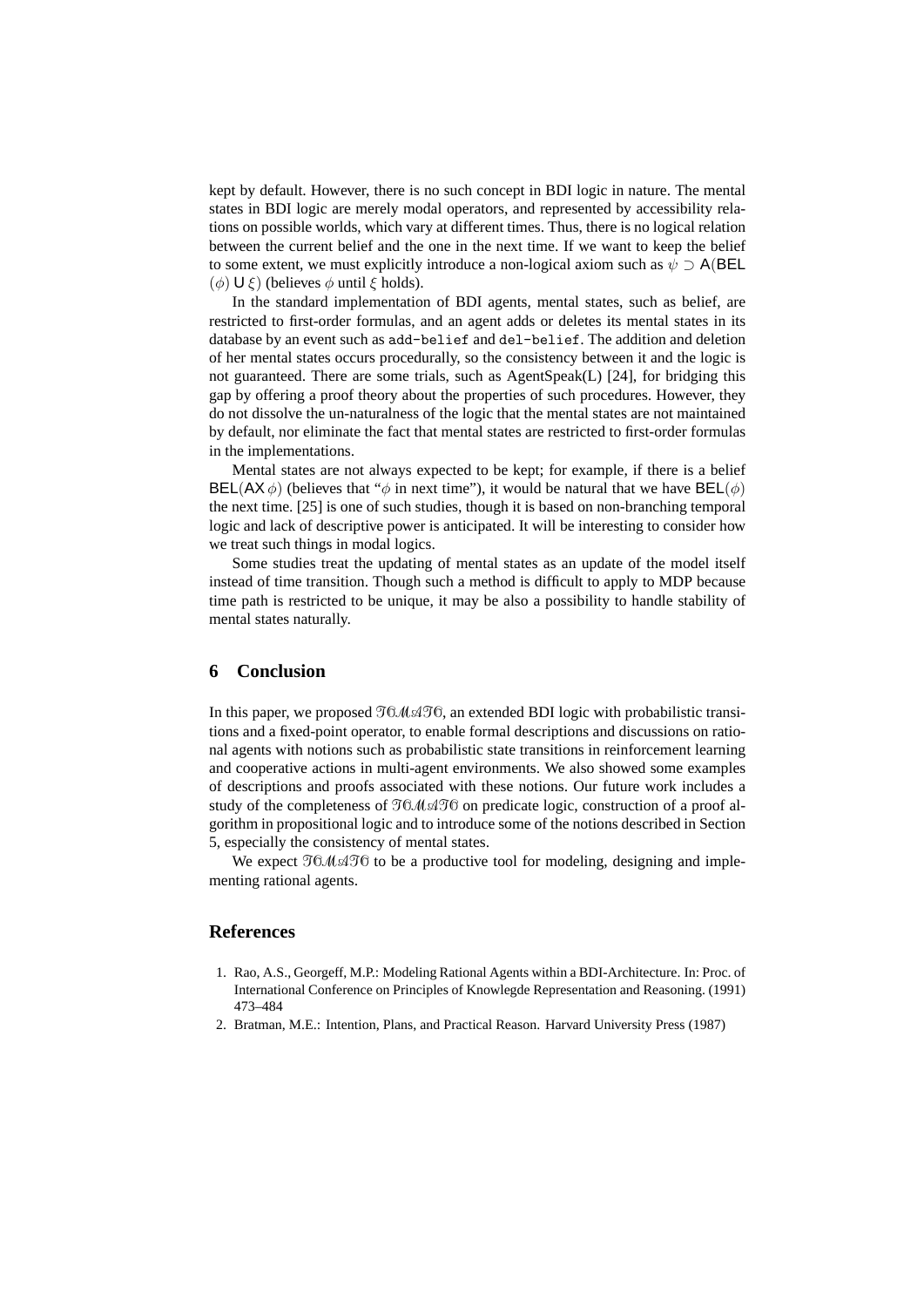kept by default. However, there is no such concept in BDI logic in nature. The mental states in BDI logic are merely modal operators, and represented by accessibility relations on possible worlds, which vary at different times. Thus, there is no logical relation between the current belief and the one in the next time. If we want to keep the belief to some extent, we must explicitly introduce a non-logical axiom such as $\psi \supset \mathsf{A}(\mathsf{BEL}(\phi)\,\mathsf{U}\,\xi)$ (believes $\phi$ until $\xi$ holds).

In the standard implementation of BDI agents, mental states, such as belief, are restricted to first-order formulas, and an agent adds or deletes its mental states in its database by an event such as `add-belief` and `del-belief`. The addition and deletion of her mental states occurs procedurally, so the consistency between it and the logic is not guaranteed. There are some trials, such as AgentSpeak(L) [24], for bridging this gap by offering a proof theory about the properties of such procedures. However, they do not dissolve the un-naturalness of the logic that the mental states are not maintained by default, nor eliminate the fact that mental states are restricted to first-order formulas in the implementations.

Mental states are not always expected to be kept; for example, if there is a belief $\mathsf{BEL}(\mathsf{AX}\,\phi)$ (believes that "$\phi$ in next time"), it would be natural that we have $\mathsf{BEL}(\phi)$ the next time. [25] is one of such studies, though it is based on non-branching temporal logic and lack of descriptive power is anticipated. It will be interesting to consider how we treat such things in modal logics.

Some studies treat the updating of mental states as an update of the model itself instead of time transition. Though such a method is difficult to apply to MDP because time path is restricted to be unique, it may be also a possibility to handle stability of mental states naturally.

## 6 Conclusion

In this paper, we proposed $\mathcal{TOMATO}$, an extended BDI logic with probabilistic transitions and a fixed-point operator, to enable formal descriptions and discussions on rational agents with notions such as probabilistic state transitions in reinforcement learning and cooperative actions in multi-agent environments. We also showed some examples of descriptions and proofs associated with these notions. Our future work includes a study of the completeness of $\mathcal{TOMATO}$ on predicate logic, construction of a proof algorithm in propositional logic and to introduce some of the notions described in Section 5, especially the consistency of mental states.

We expect $\mathcal{TOMATO}$ to be a productive tool for modeling, designing and implementing rational agents.

## References

1. Rao, A.S., Georgeff, M.P.: Modeling Rational Agents within a BDI-Architecture. In: Proc. of International Conference on Principles of Knowlegde Representation and Reasoning. (1991) 473–484
2. Bratman, M.E.: Intention, Plans, and Practical Reason. Harvard University Press (1987)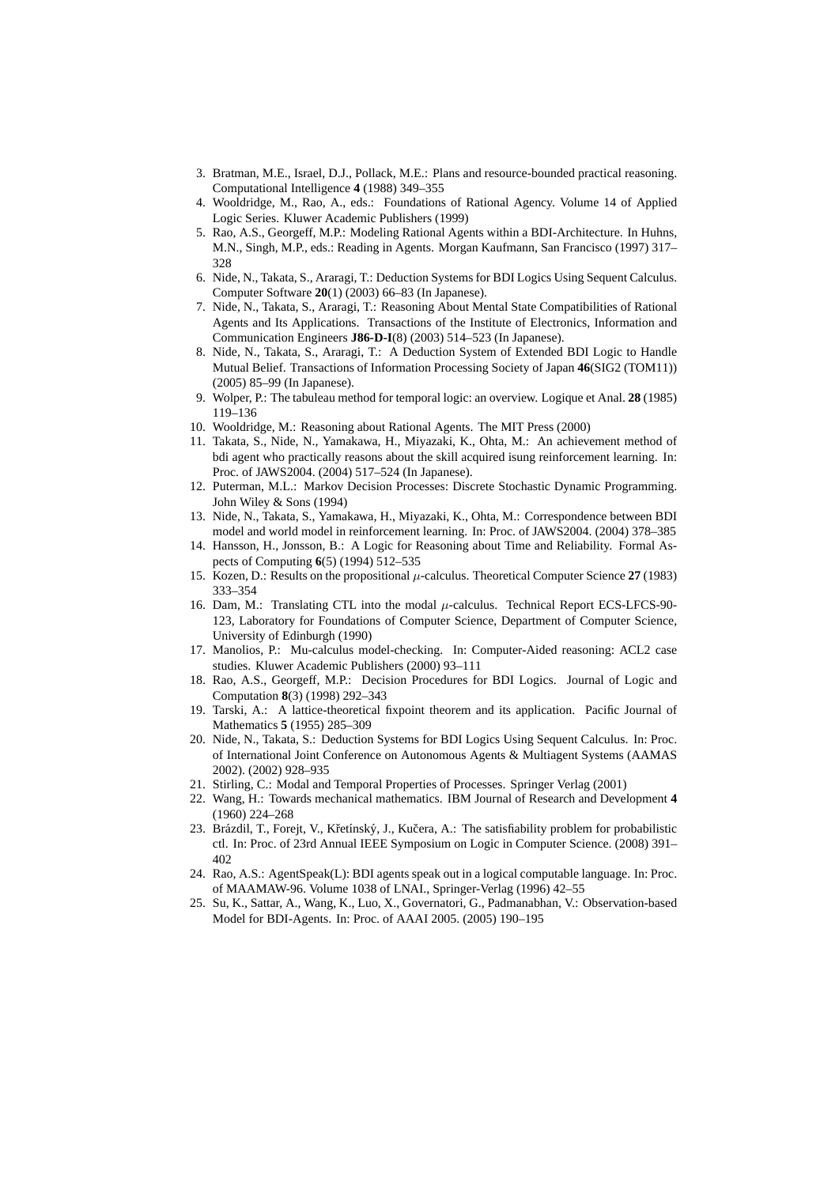3. Bratman, M.E., Israel, D.J., Pollack, M.E.: Plans and resource-bounded practical reasoning. Computational Intelligence **4** (1988) 349–355
4. Wooldridge, M., Rao, A., eds.: Foundations of Rational Agency. Volume 14 of Applied Logic Series. Kluwer Academic Publishers (1999)
5. Rao, A.S., Georgeff, M.P.: Modeling Rational Agents within a BDI-Architecture. In Huhns, M.N., Singh, M.P., eds.: Reading in Agents. Morgan Kaufmann, San Francisco (1997) 317–328
6. Nide, N., Takata, S., Araragi, T.: Deduction Systems for BDI Logics Using Sequent Calculus. Computer Software **20**(1) (2003) 66–83 (In Japanese).
7. Nide, N., Takata, S., Araragi, T.: Reasoning About Mental State Compatibilities of Rational Agents and Its Applications. Transactions of the Institute of Electronics, Information and Communication Engineers **J86-D-I**(8) (2003) 514–523 (In Japanese).
8. Nide, N., Takata, S., Araragi, T.: A Deduction System of Extended BDI Logic to Handle Mutual Belief. Transactions of Information Processing Society of Japan **46**(SIG2 (TOM11)) (2005) 85–99 (In Japanese).
9. Wolper, P.: The tabuleau method for temporal logic: an overview. Logique et Anal. **28** (1985) 119–136
10. Wooldridge, M.: Reasoning about Rational Agents. The MIT Press (2000)
11. Takata, S., Nide, N., Yamakawa, H., Miyazaki, K., Ohta, M.: An achievement method of bdi agent who practically reasons about the skill acquired isung reinforcement learning. In: Proc. of JAWS2004. (2004) 517–524 (In Japanese).
12. Puterman, M.L.: Markov Decision Processes: Discrete Stochastic Dynamic Programming. John Wiley & Sons (1994)
13. Nide, N., Takata, S., Yamakawa, H., Miyazaki, K., Ohta, M.: Correspondence between BDI model and world model in reinforcement learning. In: Proc. of JAWS2004. (2004) 378–385
14. Hansson, H., Jonsson, B.: A Logic for Reasoning about Time and Reliability. Formal Aspects of Computing **6**(5) (1994) 512–535
15. Kozen, D.: Results on the propositional $\mu$-calculus. Theoretical Computer Science **27** (1983) 333–354
16. Dam, M.: Translating CTL into the modal $\mu$-calculus. Technical Report ECS-LFCS-90-123, Laboratory for Foundations of Computer Science, Department of Computer Science, University of Edinburgh (1990)
17. Manolios, P.: Mu-calculus model-checking. In: Computer-Aided reasoning: ACL2 case studies. Kluwer Academic Publishers (2000) 93–111
18. Rao, A.S., Georgeff, M.P.: Decision Procedures for BDI Logics. Journal of Logic and Computation **8**(3) (1998) 292–343
19. Tarski, A.: A lattice-theoretical fixpoint theorem and its application. Pacific Journal of Mathematics **5** (1955) 285–309
20. Nide, N., Takata, S.: Deduction Systems for BDI Logics Using Sequent Calculus. In: Proc. of International Joint Conference on Autonomous Agents & Multiagent Systems (AAMAS 2002). (2002) 928–935
21. Stirling, C.: Modal and Temporal Properties of Processes. Springer Verlag (2001)
22. Wang, H.: Towards mechanical mathematics. IBM Journal of Research and Development **4** (1960) 224–268
23. Brázdil, T., Forejt, V., Křetínský, J., Kučera, A.: The satisfiability problem for probabilistic ctl. In: Proc. of 23rd Annual IEEE Symposium on Logic in Computer Science. (2008) 391–402
24. Rao, A.S.: AgentSpeak(L): BDI agents speak out in a logical computable language. In: Proc. of MAAMAW-96. Volume 1038 of LNAI., Springer-Verlag (1996) 42–55
25. Su, K., Sattar, A., Wang, K., Luo, X., Governatori, G., Padmanabhan, V.: Observation-based Model for BDI-Agents. In: Proc. of AAAI 2005. (2005) 190–195